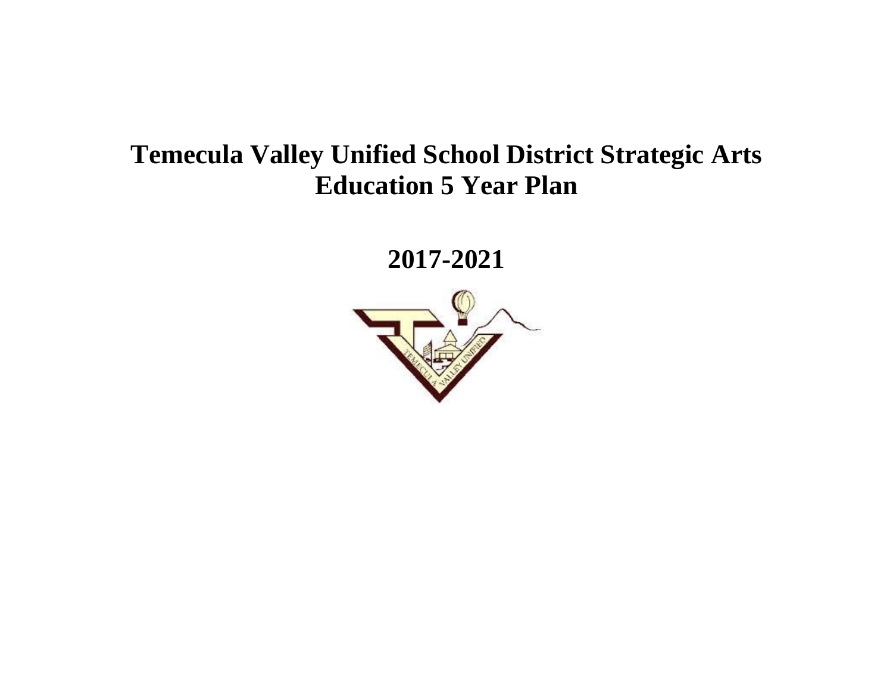# Temecula Valley Unified School District Strategic Arts Education 5 Year Plan

## 2017-2021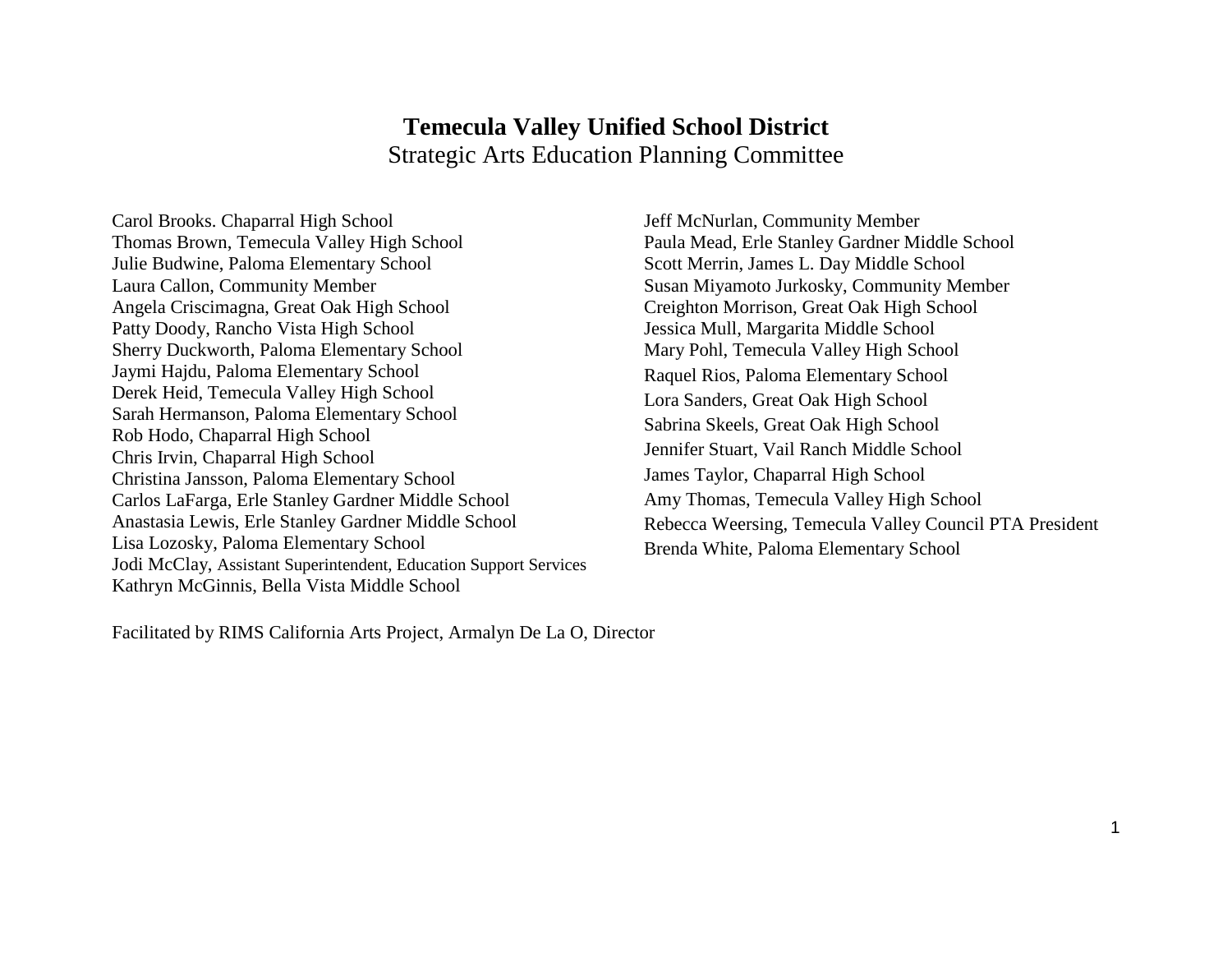# Temecula Valley Unified School District

## Strategic Arts Education Planning Committee

Carol Brooks. Chaparral High School
Thomas Brown, Temecula Valley High School
Julie Budwine, Paloma Elementary School
Laura Callon, Community Member
Angela Criscimagna, Great Oak High School
Patty Doody, Rancho Vista High School
Sherry Duckworth, Paloma Elementary School
Jaymi Hajdu, Paloma Elementary School
Derek Heid, Temecula Valley High School
Sarah Hermanson, Paloma Elementary School
Rob Hodo, Chaparral High School
Chris Irvin, Chaparral High School
Christina Jansson, Paloma Elementary School
Carlos LaFarga, Erle Stanley Gardner Middle School
Anastasia Lewis, Erle Stanley Gardner Middle School
Lisa Lozosky, Paloma Elementary School
Jodi McClay, Assistant Superintendent, Education Support Services
Kathryn McGinnis, Bella Vista Middle School
Jeff McNurlan, Community Member
Paula Mead, Erle Stanley Gardner Middle School
Scott Merrin, James L. Day Middle School
Susan Miyamoto Jurkosky, Community Member
Creighton Morrison, Great Oak High School
Jessica Mull, Margarita Middle School
Mary Pohl, Temecula Valley High School
Raquel Rios, Paloma Elementary School
Lora Sanders, Great Oak High School
Sabrina Skeels, Great Oak High School
Jennifer Stuart, Vail Ranch Middle School
James Taylor, Chaparral High School
Amy Thomas, Temecula Valley High School
Rebecca Weersing, Temecula Valley Council PTA President
Brenda White, Paloma Elementary School

Facilitated by RIMS California Arts Project, Armalyn De La O, Director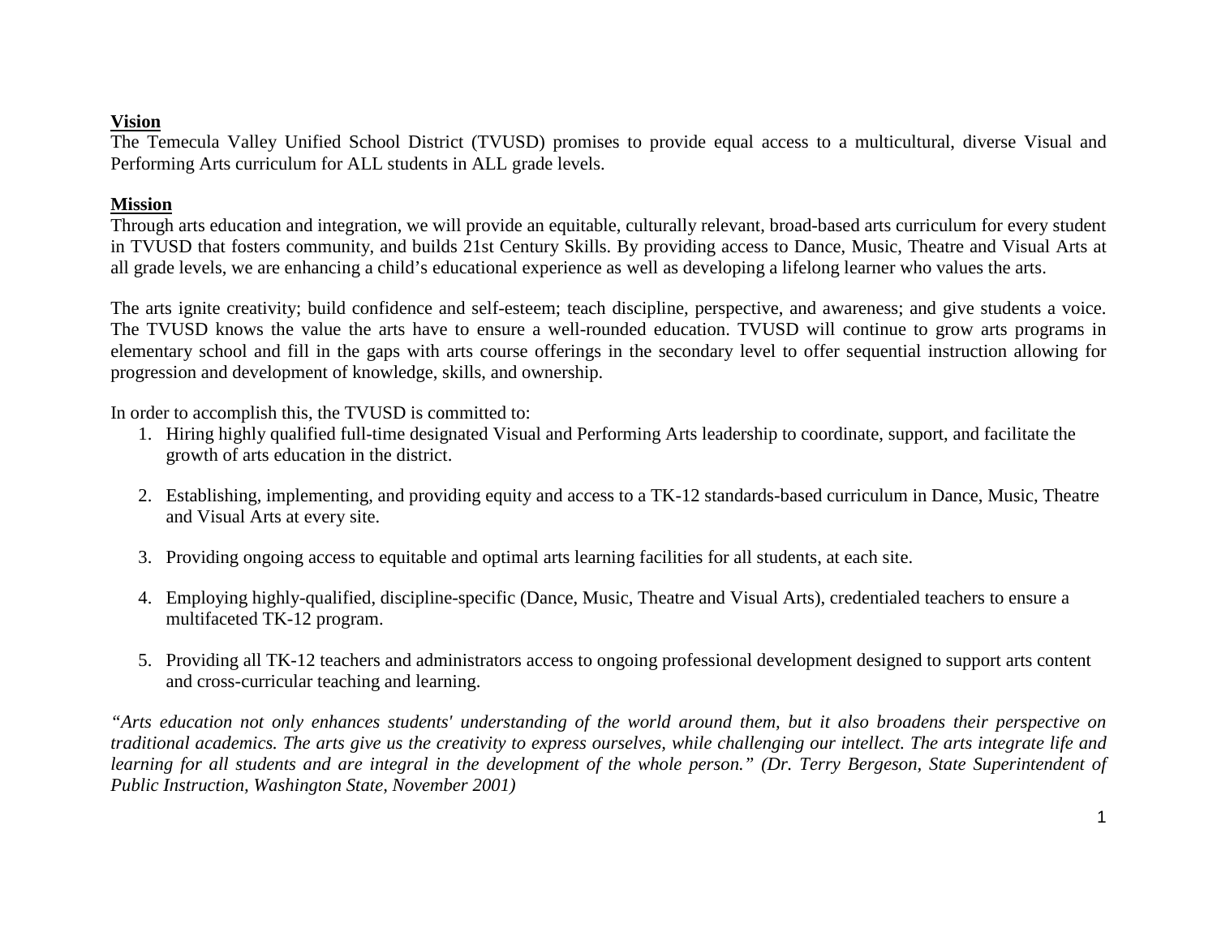## Vision

The Temecula Valley Unified School District (TVUSD) promises to provide equal access to a multicultural, diverse Visual and Performing Arts curriculum for ALL students in ALL grade levels.

## Mission

Through arts education and integration, we will provide an equitable, culturally relevant, broad-based arts curriculum for every student in TVUSD that fosters community, and builds 21st Century Skills. By providing access to Dance, Music, Theatre and Visual Arts at all grade levels, we are enhancing a child's educational experience as well as developing a lifelong learner who values the arts.

The arts ignite creativity; build confidence and self-esteem; teach discipline, perspective, and awareness; and give students a voice. The TVUSD knows the value the arts have to ensure a well-rounded education. TVUSD will continue to grow arts programs in elementary school and fill in the gaps with arts course offerings in the secondary level to offer sequential instruction allowing for progression and development of knowledge, skills, and ownership.

In order to accomplish this, the TVUSD is committed to:

1. Hiring highly qualified full-time designated Visual and Performing Arts leadership to coordinate, support, and facilitate the growth of arts education in the district.

2. Establishing, implementing, and providing equity and access to a TK-12 standards-based curriculum in Dance, Music, Theatre and Visual Arts at every site.

3. Providing ongoing access to equitable and optimal arts learning facilities for all students, at each site.

4. Employing highly-qualified, discipline-specific (Dance, Music, Theatre and Visual Arts), credentialed teachers to ensure a multifaceted TK-12 program.

5. Providing all TK-12 teachers and administrators access to ongoing professional development designed to support arts content and cross-curricular teaching and learning.

*"Arts education not only enhances students' understanding of the world around them, but it also broadens their perspective on traditional academics. The arts give us the creativity to express ourselves, while challenging our intellect. The arts integrate life and learning for all students and are integral in the development of the whole person." (Dr. Terry Bergeson, State Superintendent of Public Instruction, Washington State, November 2001)*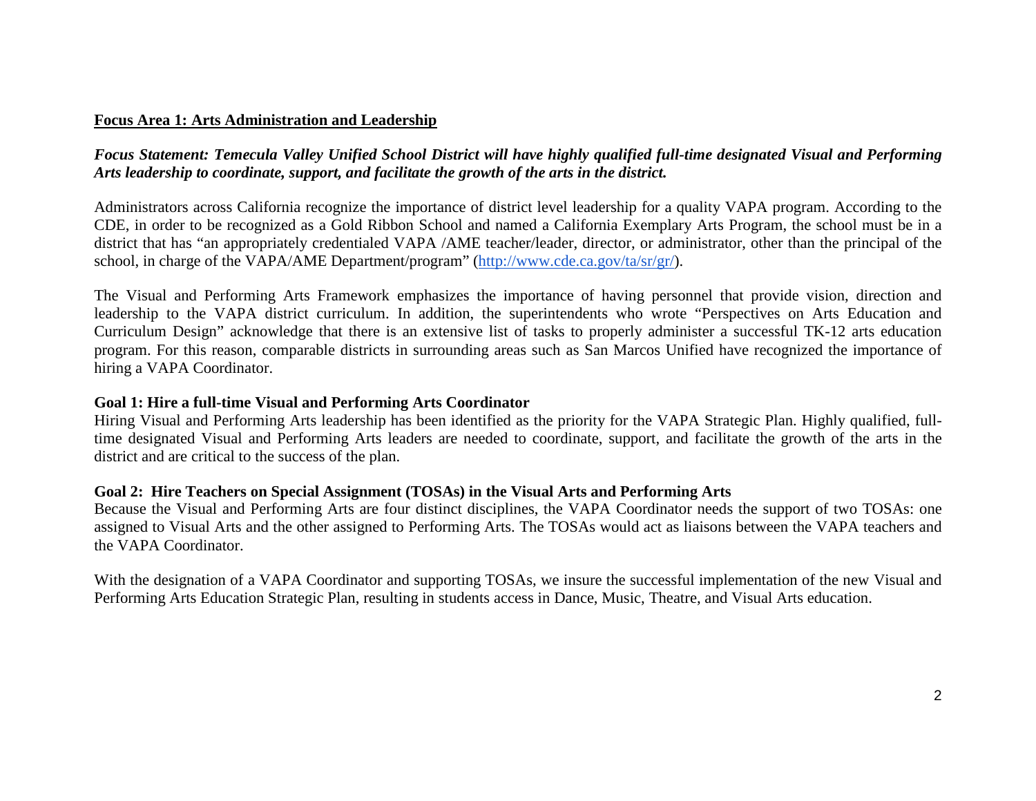**<u>Focus Area 1: Arts Administration and Leadership</u>**

***Focus Statement: Temecula Valley Unified School District will have highly qualified full-time designated Visual and Performing Arts leadership to coordinate, support, and facilitate the growth of the arts in the district.***

Administrators across California recognize the importance of district level leadership for a quality VAPA program. According to the CDE, in order to be recognized as a Gold Ribbon School and named a California Exemplary Arts Program, the school must be in a district that has "an appropriately credentialed VAPA /AME teacher/leader, director, or administrator, other than the principal of the school, in charge of the VAPA/AME Department/program" (http://www.cde.ca.gov/ta/sr/gr/).

The Visual and Performing Arts Framework emphasizes the importance of having personnel that provide vision, direction and leadership to the VAPA district curriculum. In addition, the superintendents who wrote "Perspectives on Arts Education and Curriculum Design" acknowledge that there is an extensive list of tasks to properly administer a successful TK-12 arts education program. For this reason, comparable districts in surrounding areas such as San Marcos Unified have recognized the importance of hiring a VAPA Coordinator.

**Goal 1: Hire a full-time Visual and Performing Arts Coordinator**

Hiring Visual and Performing Arts leadership has been identified as the priority for the VAPA Strategic Plan. Highly qualified, full-time designated Visual and Performing Arts leaders are needed to coordinate, support, and facilitate the growth of the arts in the district and are critical to the success of the plan.

**Goal 2: Hire Teachers on Special Assignment (TOSAs) in the Visual Arts and Performing Arts**

Because the Visual and Performing Arts are four distinct disciplines, the VAPA Coordinator needs the support of two TOSAs: one assigned to Visual Arts and the other assigned to Performing Arts. The TOSAs would act as liaisons between the VAPA teachers and the VAPA Coordinator.

With the designation of a VAPA Coordinator and supporting TOSAs, we insure the successful implementation of the new Visual and Performing Arts Education Strategic Plan, resulting in students access in Dance, Music, Theatre, and Visual Arts education.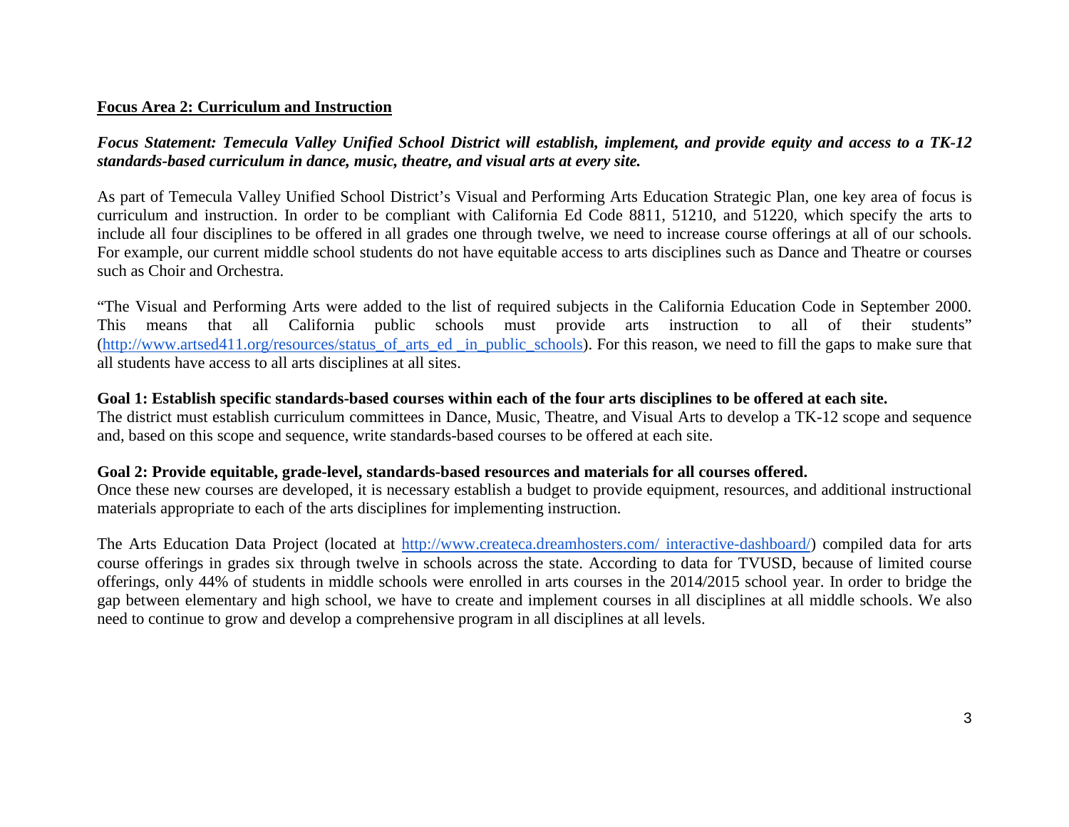**Focus Area 2: Curriculum and Instruction**

***Focus Statement: Temecula Valley Unified School District will establish, implement, and provide equity and access to a TK-12 standards-based curriculum in dance, music, theatre, and visual arts at every site.***

As part of Temecula Valley Unified School District's Visual and Performing Arts Education Strategic Plan, one key area of focus is curriculum and instruction. In order to be compliant with California Ed Code 8811, 51210, and 51220, which specify the arts to include all four disciplines to be offered in all grades one through twelve, we need to increase course offerings at all of our schools. For example, our current middle school students do not have equitable access to arts disciplines such as Dance and Theatre or courses such as Choir and Orchestra.

"The Visual and Performing Arts were added to the list of required subjects in the California Education Code in September 2000. This means that all California public schools must provide arts instruction to all of their students" (http://www.artsed411.org/resources/status_of_arts_ed _in_public_schools). For this reason, we need to fill the gaps to make sure that all students have access to all arts disciplines at all sites.

**Goal 1: Establish specific standards-based courses within each of the four arts disciplines to be offered at each site.**
The district must establish curriculum committees in Dance, Music, Theatre, and Visual Arts to develop a TK-12 scope and sequence and, based on this scope and sequence, write standards-based courses to be offered at each site.

**Goal 2: Provide equitable, grade-level, standards-based resources and materials for all courses offered.**
Once these new courses are developed, it is necessary establish a budget to provide equipment, resources, and additional instructional materials appropriate to each of the arts disciplines for implementing instruction.

The Arts Education Data Project (located at http://www.createca.dreamhosters.com/ interactive-dashboard/) compiled data for arts course offerings in grades six through twelve in schools across the state. According to data for TVUSD, because of limited course offerings, only 44% of students in middle schools were enrolled in arts courses in the 2014/2015 school year. In order to bridge the gap between elementary and high school, we have to create and implement courses in all disciplines at all middle schools. We also need to continue to grow and develop a comprehensive program in all disciplines at all levels.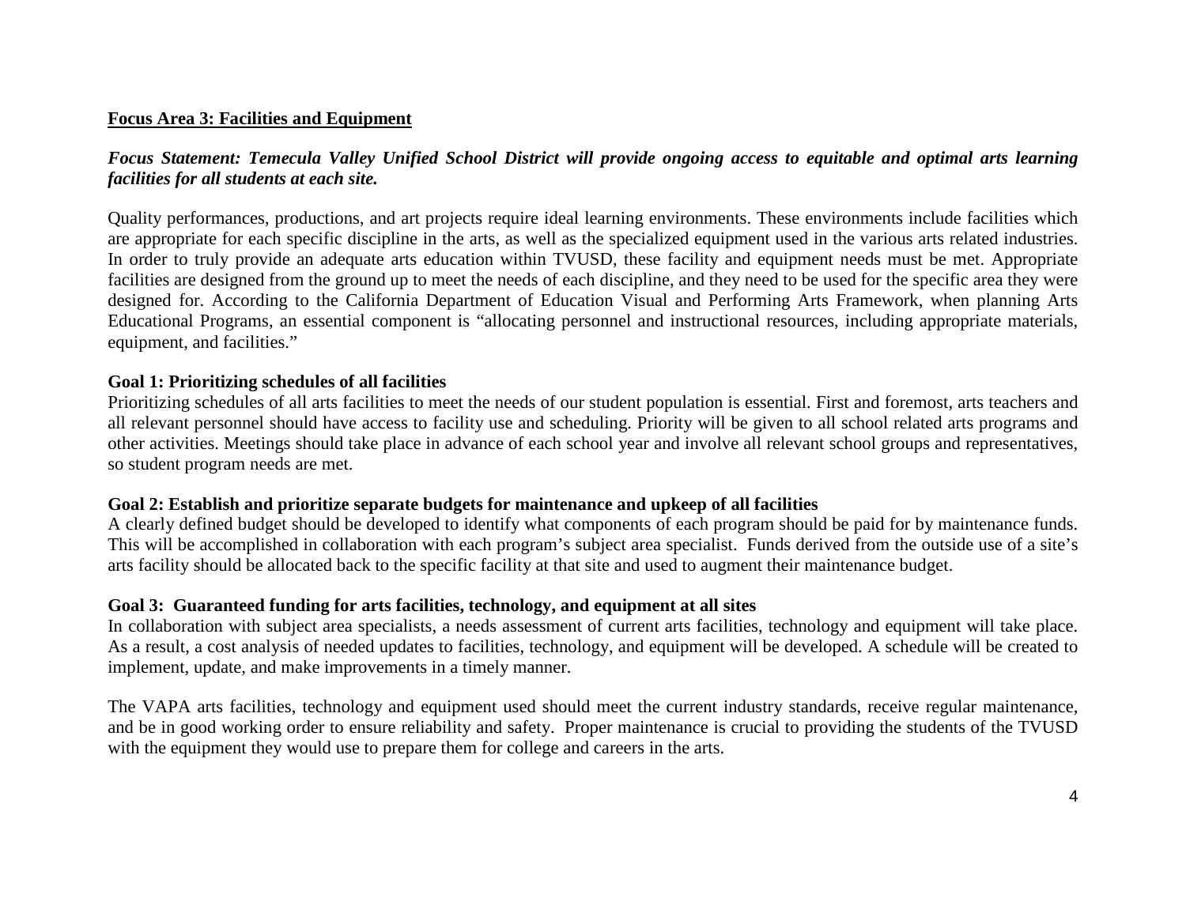## Focus Area 3: Facilities and Equipment

***Focus Statement: Temecula Valley Unified School District will provide ongoing access to equitable and optimal arts learning facilities for all students at each site.***

Quality performances, productions, and art projects require ideal learning environments. These environments include facilities which are appropriate for each specific discipline in the arts, as well as the specialized equipment used in the various arts related industries. In order to truly provide an adequate arts education within TVUSD, these facility and equipment needs must be met. Appropriate facilities are designed from the ground up to meet the needs of each discipline, and they need to be used for the specific area they were designed for. According to the California Department of Education Visual and Performing Arts Framework, when planning Arts Educational Programs, an essential component is "allocating personnel and instructional resources, including appropriate materials, equipment, and facilities."

### Goal 1: Prioritizing schedules of all facilities

Prioritizing schedules of all arts facilities to meet the needs of our student population is essential. First and foremost, arts teachers and all relevant personnel should have access to facility use and scheduling. Priority will be given to all school related arts programs and other activities. Meetings should take place in advance of each school year and involve all relevant school groups and representatives, so student program needs are met.

### Goal 2: Establish and prioritize separate budgets for maintenance and upkeep of all facilities

A clearly defined budget should be developed to identify what components of each program should be paid for by maintenance funds. This will be accomplished in collaboration with each program's subject area specialist. Funds derived from the outside use of a site's arts facility should be allocated back to the specific facility at that site and used to augment their maintenance budget.

### Goal 3: Guaranteed funding for arts facilities, technology, and equipment at all sites

In collaboration with subject area specialists, a needs assessment of current arts facilities, technology and equipment will take place. As a result, a cost analysis of needed updates to facilities, technology, and equipment will be developed. A schedule will be created to implement, update, and make improvements in a timely manner.

The VAPA arts facilities, technology and equipment used should meet the current industry standards, receive regular maintenance, and be in good working order to ensure reliability and safety. Proper maintenance is crucial to providing the students of the TVUSD with the equipment they would use to prepare them for college and careers in the arts.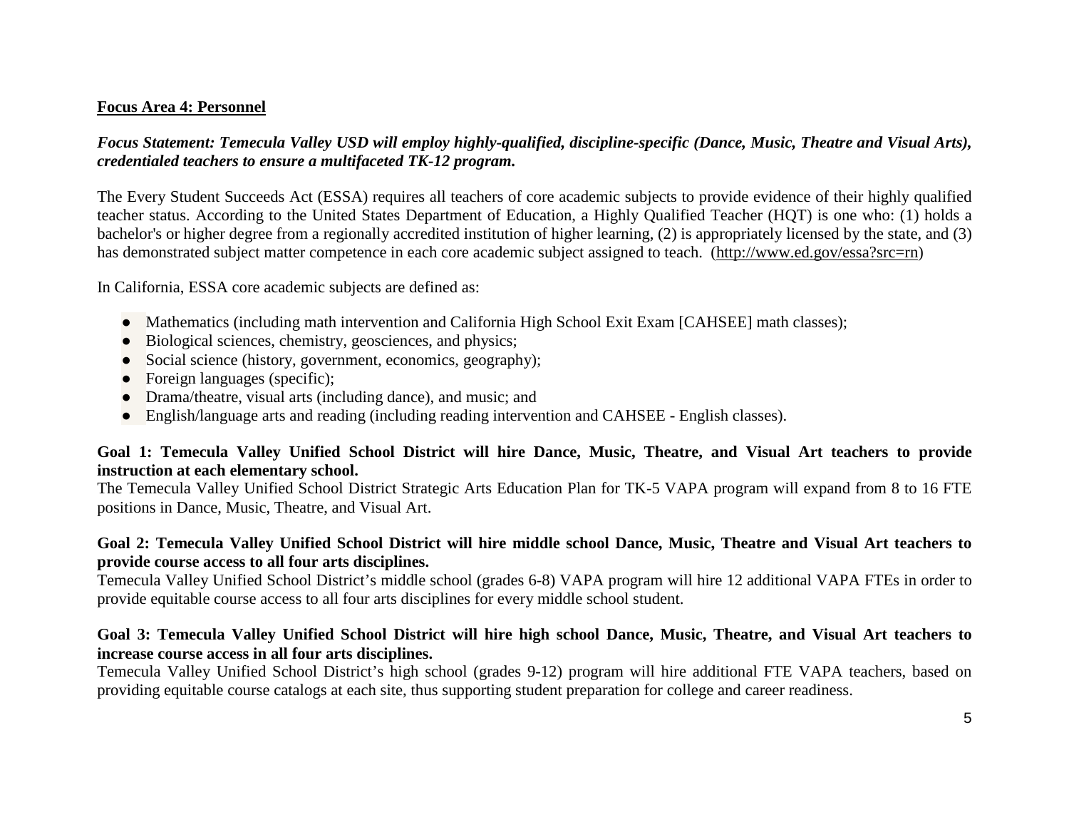**Focus Area 4: Personnel**

***Focus Statement: Temecula Valley USD will employ highly-qualified, discipline-specific (Dance, Music, Theatre and Visual Arts), credentialed teachers to ensure a multifaceted TK-12 program.***

The Every Student Succeeds Act (ESSA) requires all teachers of core academic subjects to provide evidence of their highly qualified teacher status. According to the United States Department of Education, a Highly Qualified Teacher (HQT) is one who: (1) holds a bachelor's or higher degree from a regionally accredited institution of higher learning, (2) is appropriately licensed by the state, and (3) has demonstrated subject matter competence in each core academic subject assigned to teach. (http://www.ed.gov/essa?src=rn)

In California, ESSA core academic subjects are defined as:

- Mathematics (including math intervention and California High School Exit Exam [CAHSEE] math classes);
- Biological sciences, chemistry, geosciences, and physics;
- Social science (history, government, economics, geography);
- Foreign languages (specific);
- Drama/theatre, visual arts (including dance), and music; and
- English/language arts and reading (including reading intervention and CAHSEE - English classes).

**Goal 1: Temecula Valley Unified School District will hire Dance, Music, Theatre, and Visual Art teachers to provide instruction at each elementary school.**
The Temecula Valley Unified School District Strategic Arts Education Plan for TK-5 VAPA program will expand from 8 to 16 FTE positions in Dance, Music, Theatre, and Visual Art.

**Goal 2: Temecula Valley Unified School District will hire middle school Dance, Music, Theatre and Visual Art teachers to provide course access to all four arts disciplines.**
Temecula Valley Unified School District's middle school (grades 6-8) VAPA program will hire 12 additional VAPA FTEs in order to provide equitable course access to all four arts disciplines for every middle school student.

**Goal 3: Temecula Valley Unified School District will hire high school Dance, Music, Theatre, and Visual Art teachers to increase course access in all four arts disciplines.**
Temecula Valley Unified School District's high school (grades 9-12) program will hire additional FTE VAPA teachers, based on providing equitable course catalogs at each site, thus supporting student preparation for college and career readiness.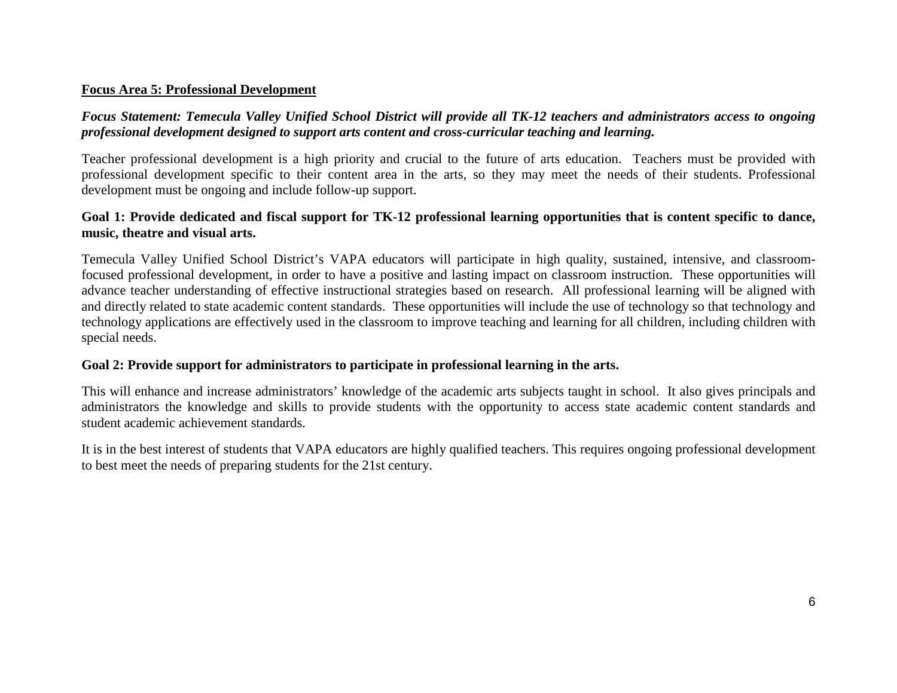**Focus Area 5: Professional Development**

***Focus Statement: Temecula Valley Unified School District will provide all TK-12 teachers and administrators access to ongoing professional development designed to support arts content and cross-curricular teaching and learning.***

Teacher professional development is a high priority and crucial to the future of arts education. Teachers must be provided with professional development specific to their content area in the arts, so they may meet the needs of their students. Professional development must be ongoing and include follow-up support.

**Goal 1: Provide dedicated and fiscal support for TK-12 professional learning opportunities that is content specific to dance, music, theatre and visual arts.**

Temecula Valley Unified School District's VAPA educators will participate in high quality, sustained, intensive, and classroom-focused professional development, in order to have a positive and lasting impact on classroom instruction. These opportunities will advance teacher understanding of effective instructional strategies based on research. All professional learning will be aligned with and directly related to state academic content standards. These opportunities will include the use of technology so that technology and technology applications are effectively used in the classroom to improve teaching and learning for all children, including children with special needs.

**Goal 2: Provide support for administrators to participate in professional learning in the arts.**

This will enhance and increase administrators' knowledge of the academic arts subjects taught in school. It also gives principals and administrators the knowledge and skills to provide students with the opportunity to access state academic content standards and student academic achievement standards.

It is in the best interest of students that VAPA educators are highly qualified teachers. This requires ongoing professional development to best meet the needs of preparing students for the 21st century.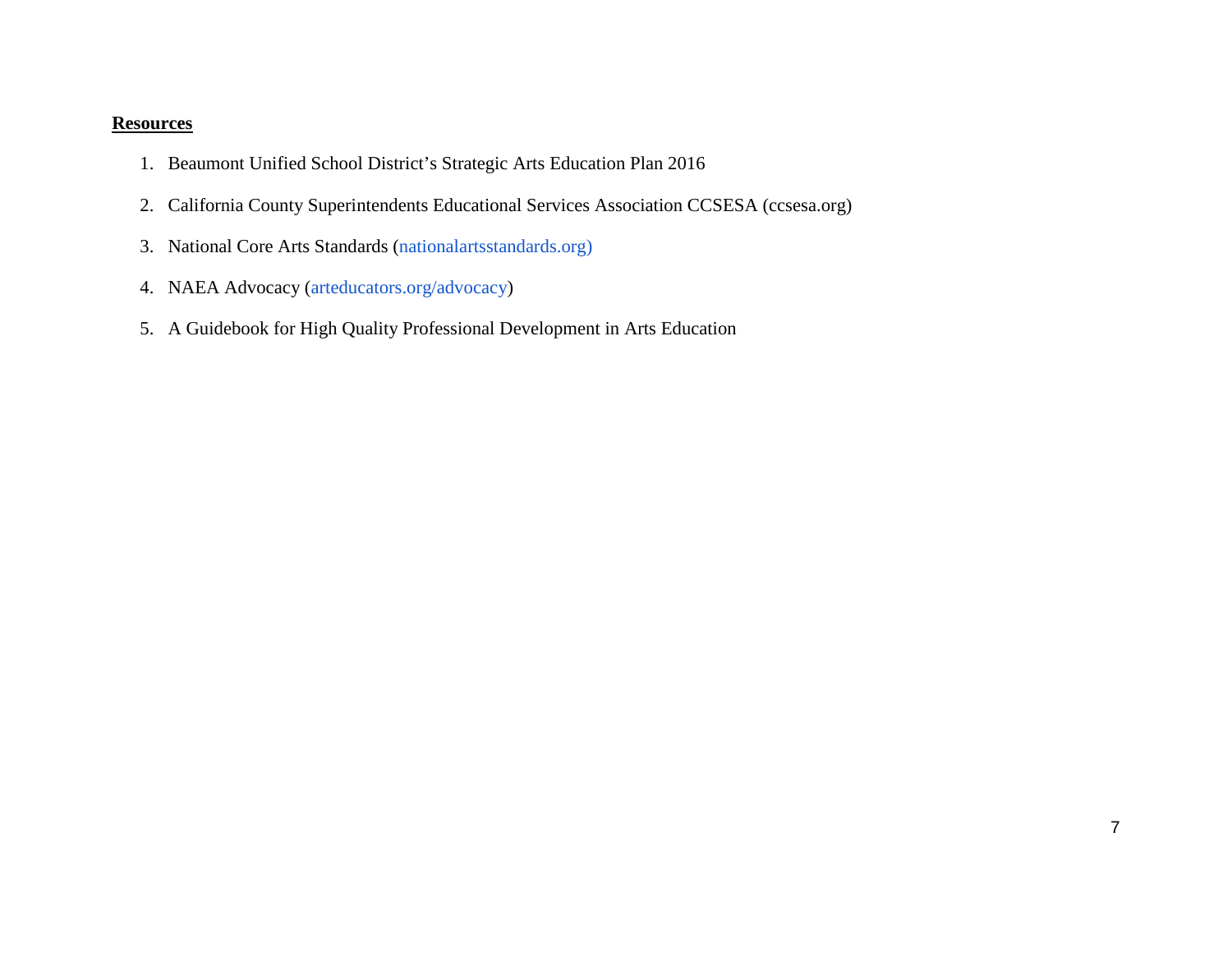## **Resources**

1. Beaumont Unified School District's Strategic Arts Education Plan 2016
2. California County Superintendents Educational Services Association CCSESA (ccsesa.org)
3. National Core Arts Standards (nationalartsstandards.org)
4. NAEA Advocacy (arteducators.org/advocacy)
5. A Guidebook for High Quality Professional Development in Arts Education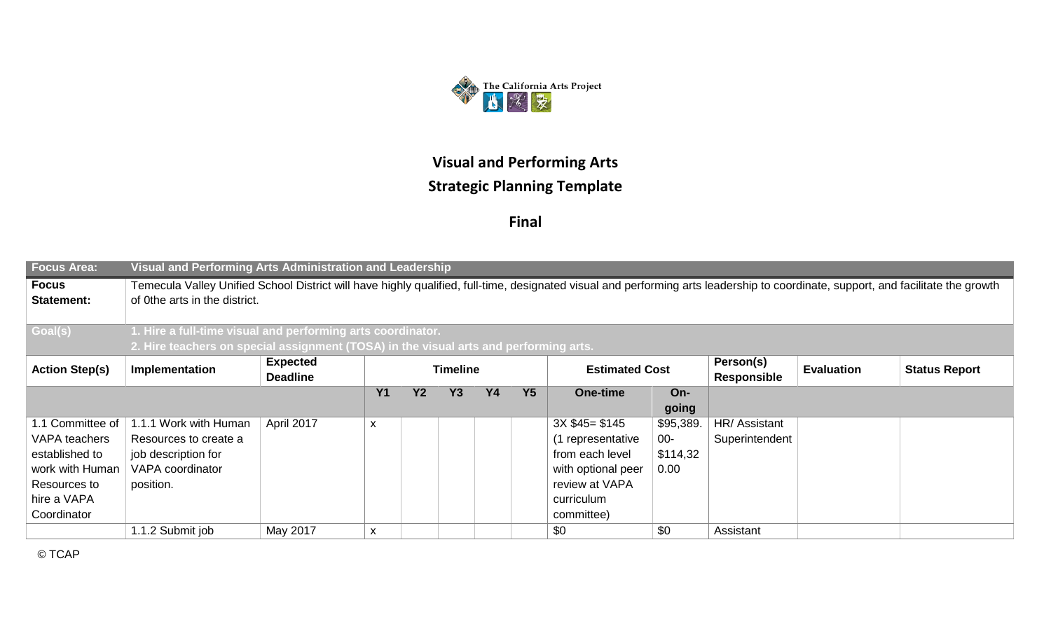The California Arts Project

# Visual and Performing Arts
## Strategic Planning Template

**Final**

| **Focus Area:** | **Visual and Performing Arts Administration and Leadership** | | | | | | | | | | | | |
|---|---|---|---|---|---|---|---|---|---|---|---|---|---|
| **Focus Statement:** | Temecula Valley Unified School District will have highly qualified, full-time, designated visual and performing arts leadership to coordinate, support, and facilitate the growth of 0the arts in the district. | | | | | | | | | | | | |
| **Goal(s)** | **1. Hire a full-time visual and performing arts coordinator.**<br>**2. Hire teachers on special assignment (TOSA) in the visual arts and performing arts.** | | | | | | | | | | | | |
| **Action Step(s)** | **Implementation** | **Expected Deadline** | **Timeline** | | | | | **Estimated Cost** | | **Person(s) Responsible** | **Evaluation** | **Status Report** | |
| | | | **Y1** | **Y2** | **Y3** | **Y4** | **Y5** | **One-time** | **On-going** | | | | |
| 1.1 Committee of VAPA teachers established to work with Human Resources to hire a VAPA Coordinator | 1.1.1 Work with Human Resources to create a job description for VAPA coordinator position. | April 2017 | x | | | | | 3X $45= $145 (1 representative from each level with optional peer review at VAPA curriculum committee) | $95,389.00-$114,320.00 | HR/ Assistant Superintendent | | | |
| | 1.1.2 Submit job | May 2017 | x | | | | | $0 | $0 | Assistant | | | |

© TCAP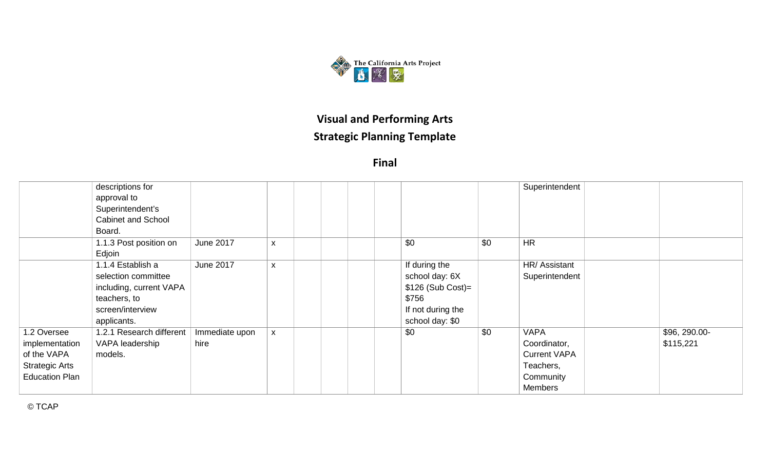The California Arts Project

**Visual and Performing Arts**

**Strategic Planning Template**

**Final**

| | | | | | | | | | | | | |
|---|---|---|---|---|---|---|---|---|---|---|---|---|
| | descriptions for approval to Superintendent's Cabinet and School Board. | | | | | | | | | Superintendent | | |
| | 1.1.3 Post position on Edjoin | June 2017 | x | | | | | $0 | $0 | HR | | |
| | 1.1.4 Establish a selection committee including, current VAPA teachers, to screen/interview applicants. | June 2017 | x | | | | | If during the school day: 6X $126 (Sub Cost)= $756 If not during the school day: $0 | | HR/ Assistant Superintendent | | |
| 1.2 Oversee implementation of the VAPA Strategic Arts Education Plan | 1.2.1 Research different VAPA leadership models. | Immediate upon hire | x | | | | | $0 | $0 | VAPA Coordinator, Current VAPA Teachers, Community Members | | $96, 290.00- $115,221 |

© TCAP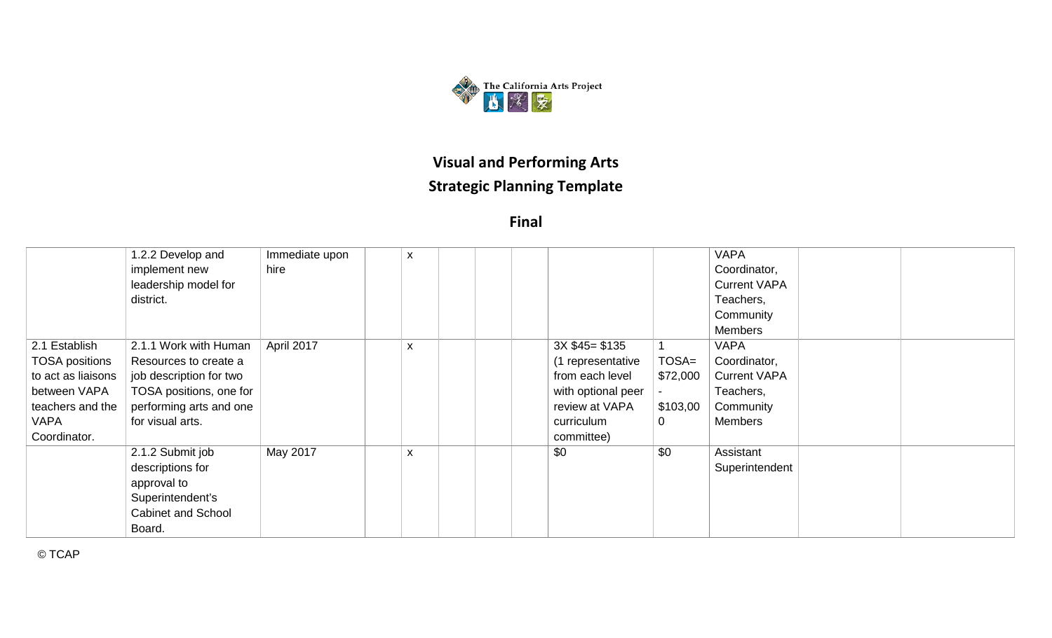The California Arts Project

## Visual and Performing Arts
## Strategic Planning Template

### Final

| | | | | | | | | | | | | |
|---|---|---|---|---|---|---|---|---|---|---|---|---|
| | 1.2.2 Develop and implement new leadership model for district. | Immediate upon hire | | x | | | | | | VAPA Coordinator, Current VAPA Teachers, Community Members | | |
| 2.1 Establish TOSA positions to act as liaisons between VAPA teachers and the VAPA Coordinator. | 2.1.1 Work with Human Resources to create a job description for two TOSA positions, one for performing arts and one for visual arts. | April 2017 | | x | | | | 3X $45= $135 (1 representative from each level with optional peer review at VAPA curriculum committee) | 1 TOSA= $72,000 - $103,000 | VAPA Coordinator, Current VAPA Teachers, Community Members | | |
| | 2.1.2 Submit job descriptions for approval to Superintendent's Cabinet and School Board. | May 2017 | | x | | | | $0 | $0 | Assistant Superintendent | | |

© TCAP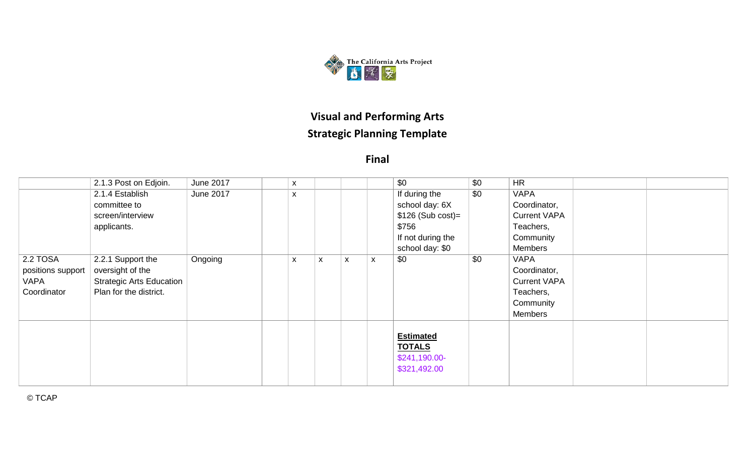The California Arts Project

## Visual and Performing Arts

## Strategic Planning Template

### Final

| | | | | | | | | | | | | |
|---|---|---|---|---|---|---|---|---|---|---|---|---|
| | 2.1.3 Post on Edjoin. | June 2017 | | x | | | | $0 | $0 | HR | | |
| | 2.1.4 Establish committee to screen/interview applicants. | June 2017 | | x | | | | If during the school day: 6X $126 (Sub cost)= $756<br>If not during the school day: $0 | $0 | VAPA Coordinator, Current VAPA Teachers, Community Members | | |
| 2.2 TOSA positions support VAPA Coordinator | 2.2.1 Support the oversight of the Strategic Arts Education Plan for the district. | Ongoing | | x | x | x | x | $0 | $0 | VAPA Coordinator, Current VAPA Teachers, Community Members | | |
| | | | | | | | | **Estimated TOTALS**<br>$241,190.00-$321,492.00 | | | | |

© TCAP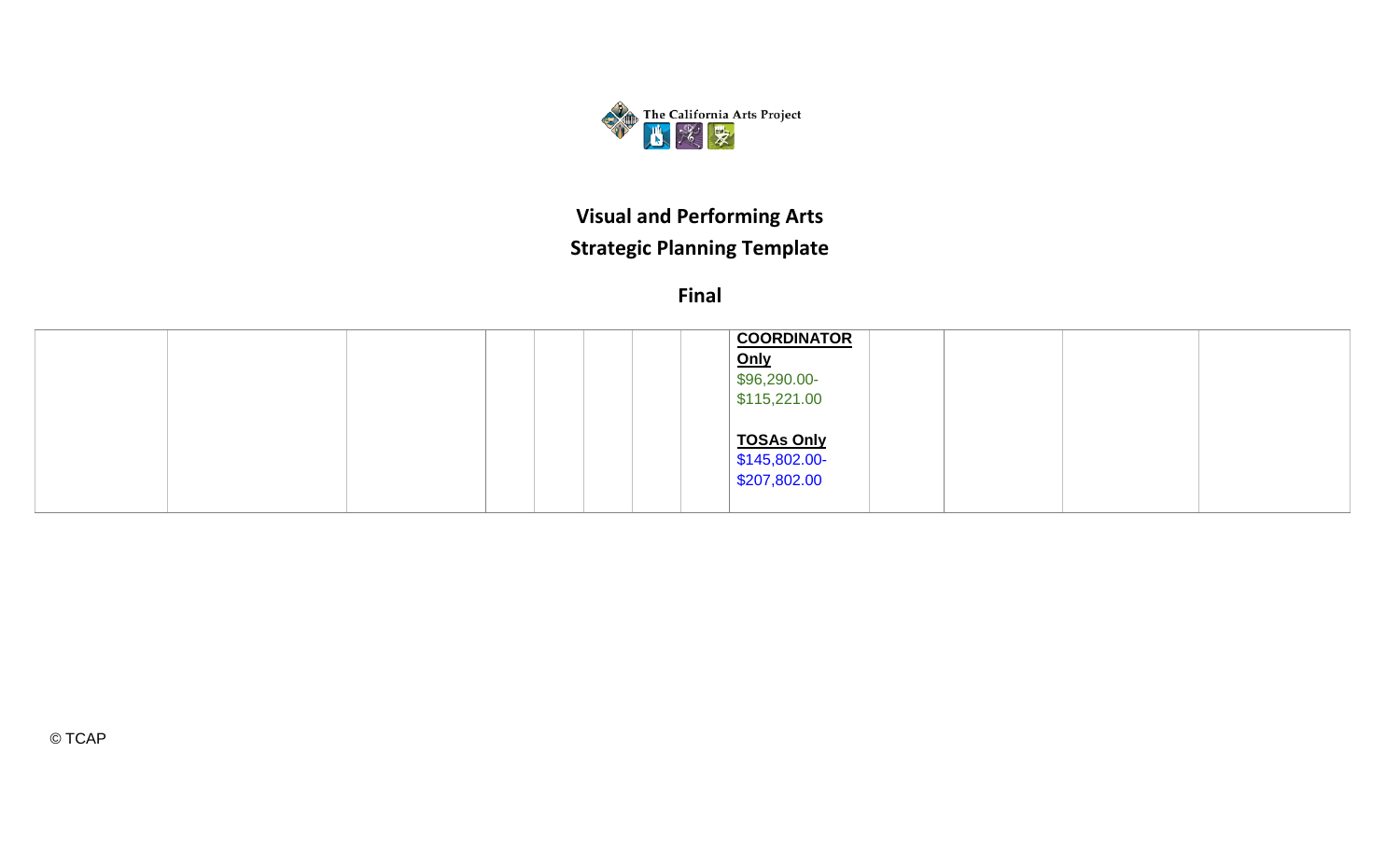The California Arts Project

## Visual and Performing Arts

## Strategic Planning Template

### Final

| | | | | | | | | | | | |
|---|---|---|---|---|---|---|---|---|---|---|---|
| | | | | | | | **COORDINATOR Only** $96,290.00- $115,221.00<br><br>**TOSAs Only** $145,802.00- $207,802.00 | | | | |

© TCAP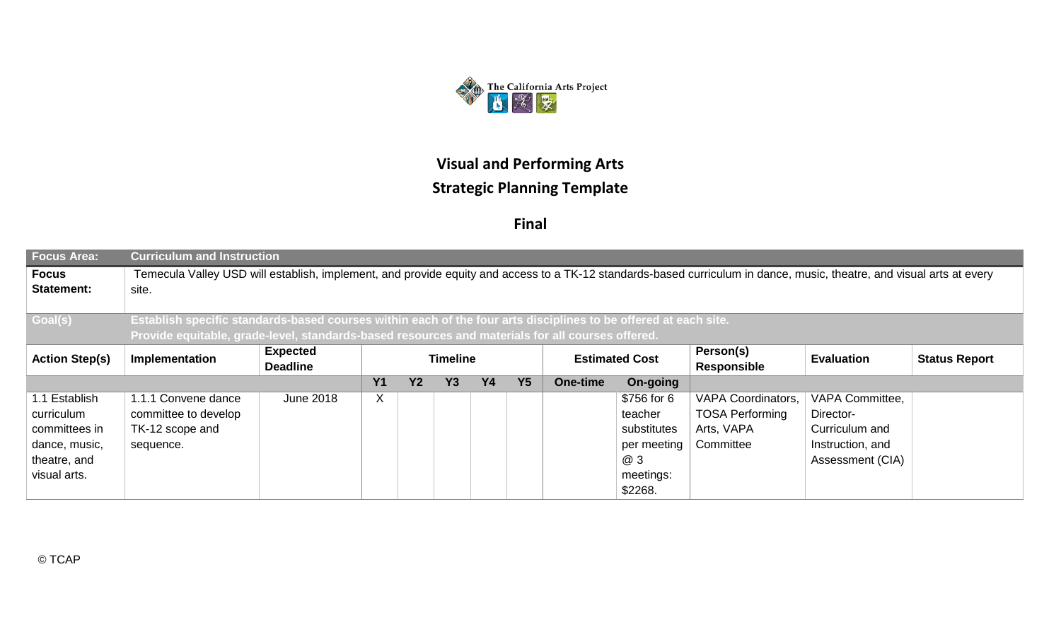The California Arts Project

# Visual and Performing Arts

# Strategic Planning Template

## Final

| **Focus Area:** | **Curriculum and Instruction** | | | | | | | | | | | |
|---|---|---|---|---|---|---|---|---|---|---|---|---|
| **Focus Statement:** | Temecula Valley USD will establish, implement, and provide equity and access to a TK-12 standards-based curriculum in dance, music, theatre, and visual arts at every site. | | | | | | | | | | | |
| **Goal(s)** | **Establish specific standards-based courses within each of the four arts disciplines to be offered at each site. Provide equitable, grade-level, standards-based resources and materials for all courses offered.** | | | | | | | | | | | |
| **Action Step(s)** | **Implementation** | **Expected Deadline** | **Timeline** | | | | | **Estimated Cost** | | **Person(s) Responsible** | **Evaluation** | **Status Report** |
| | | | **Y1** | **Y2** | **Y3** | **Y4** | **Y5** | **One-time** | **On-going** | | | |
| 1.1 Establish curriculum committees in dance, music, theatre, and visual arts. | 1.1.1 Convene dance committee to develop TK-12 scope and sequence. | June 2018 | X | | | | | | $756 for 6 teacher substitutes per meeting @ 3 meetings: $2268. | VAPA Coordinators, TOSA Performing Arts, VAPA Committee | VAPA Committee, Director-Curriculum and Instruction, and Assessment (CIA) | |

© TCAP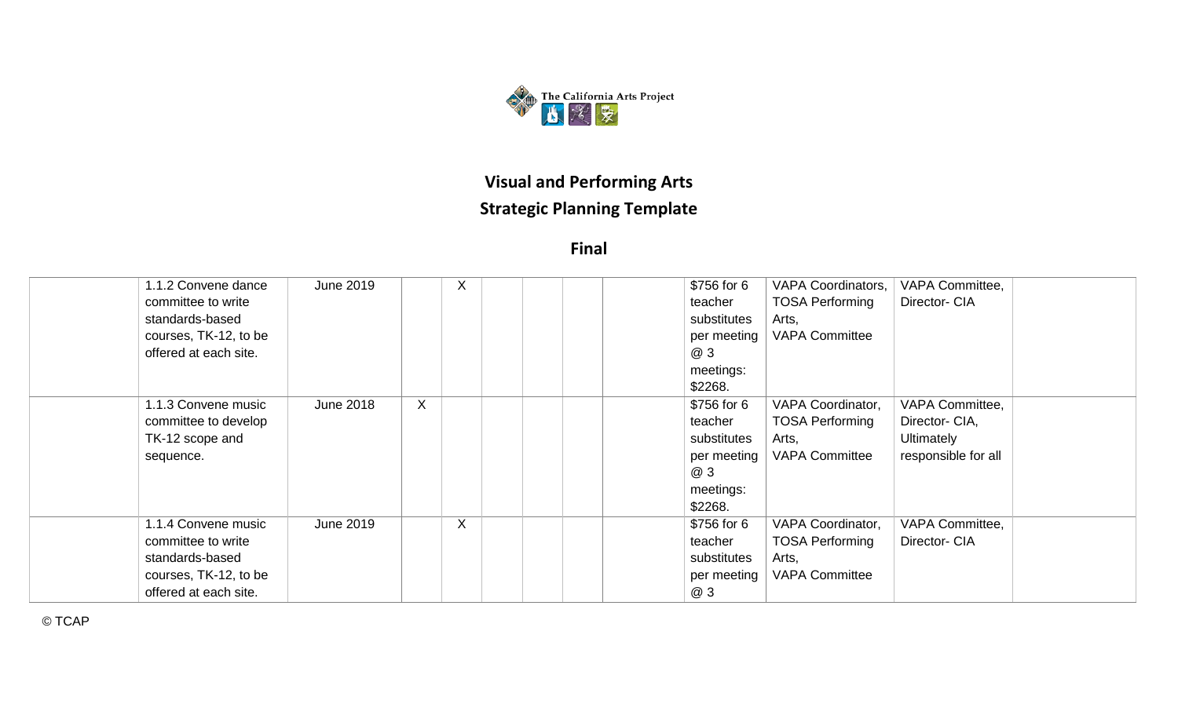The California Arts Project

## Visual and Performing Arts

## Strategic Planning Template

### Final

| | | | | | | | | | | | | |
|---|---|---|---|---|---|---|---|---|---|---|---|---|
| | 1.1.2 Convene dance committee to write standards-based courses, TK-12, to be offered at each site. | June 2019 | | X | | | | | $756 for 6 teacher substitutes per meeting @ 3 meetings: $2268. | VAPA Coordinators, TOSA Performing Arts, VAPA Committee | VAPA Committee, Director- CIA | |
| | 1.1.3 Convene music committee to develop TK-12 scope and sequence. | June 2018 | X | | | | | | $756 for 6 teacher substitutes per meeting @ 3 meetings: $2268. | VAPA Coordinator, TOSA Performing Arts, VAPA Committee | VAPA Committee, Director- CIA, Ultimately responsible for all | |
| | 1.1.4 Convene music committee to write standards-based courses, TK-12, to be offered at each site. | June 2019 | | X | | | | | $756 for 6 teacher substitutes per meeting @ 3 | VAPA Coordinator, TOSA Performing Arts, VAPA Committee | VAPA Committee, Director- CIA | |

© TCAP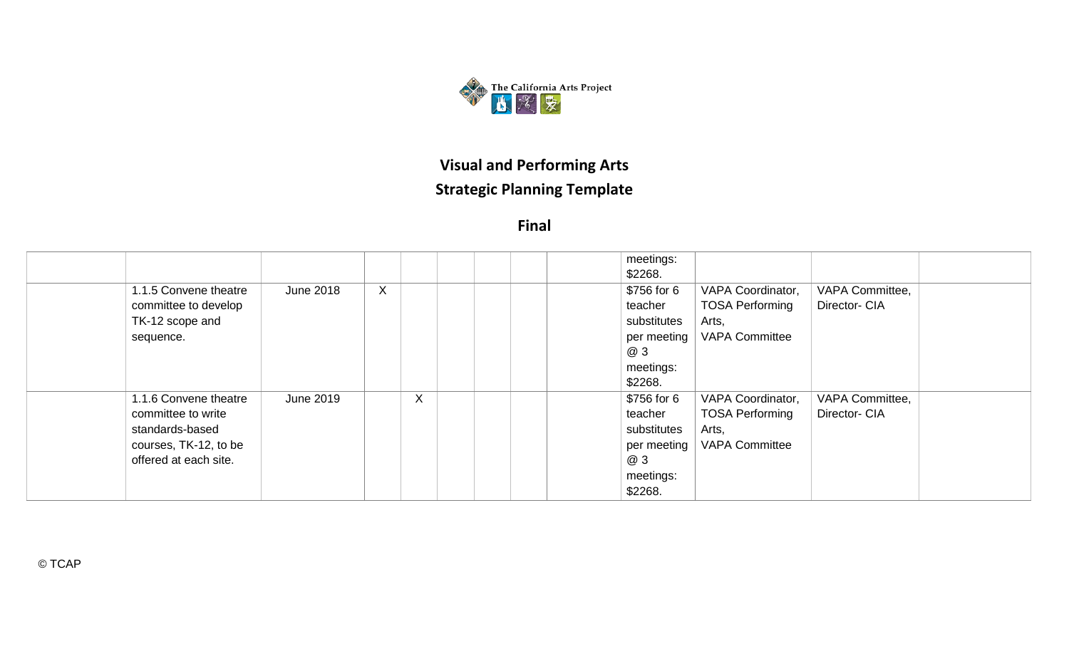The California Arts Project

# Visual and Performing Arts

## Strategic Planning Template

### Final

| | | | | | | | | | | | | |
|---|---|---|---|---|---|---|---|---|---|---|---|---|
| | | | | | | | | | meetings: $2268. | | | |
| | 1.1.5 Convene theatre committee to develop TK-12 scope and sequence. | June 2018 | X | | | | | | $756 for 6 teacher substitutes per meeting @ 3 meetings: $2268. | VAPA Coordinator, TOSA Performing Arts, VAPA Committee | VAPA Committee, Director- CIA | |
| | 1.1.6 Convene theatre committee to write standards-based courses, TK-12, to be offered at each site. | June 2019 | | X | | | | | $756 for 6 teacher substitutes per meeting @ 3 meetings: $2268. | VAPA Coordinator, TOSA Performing Arts, VAPA Committee | VAPA Committee, Director- CIA | |

© TCAP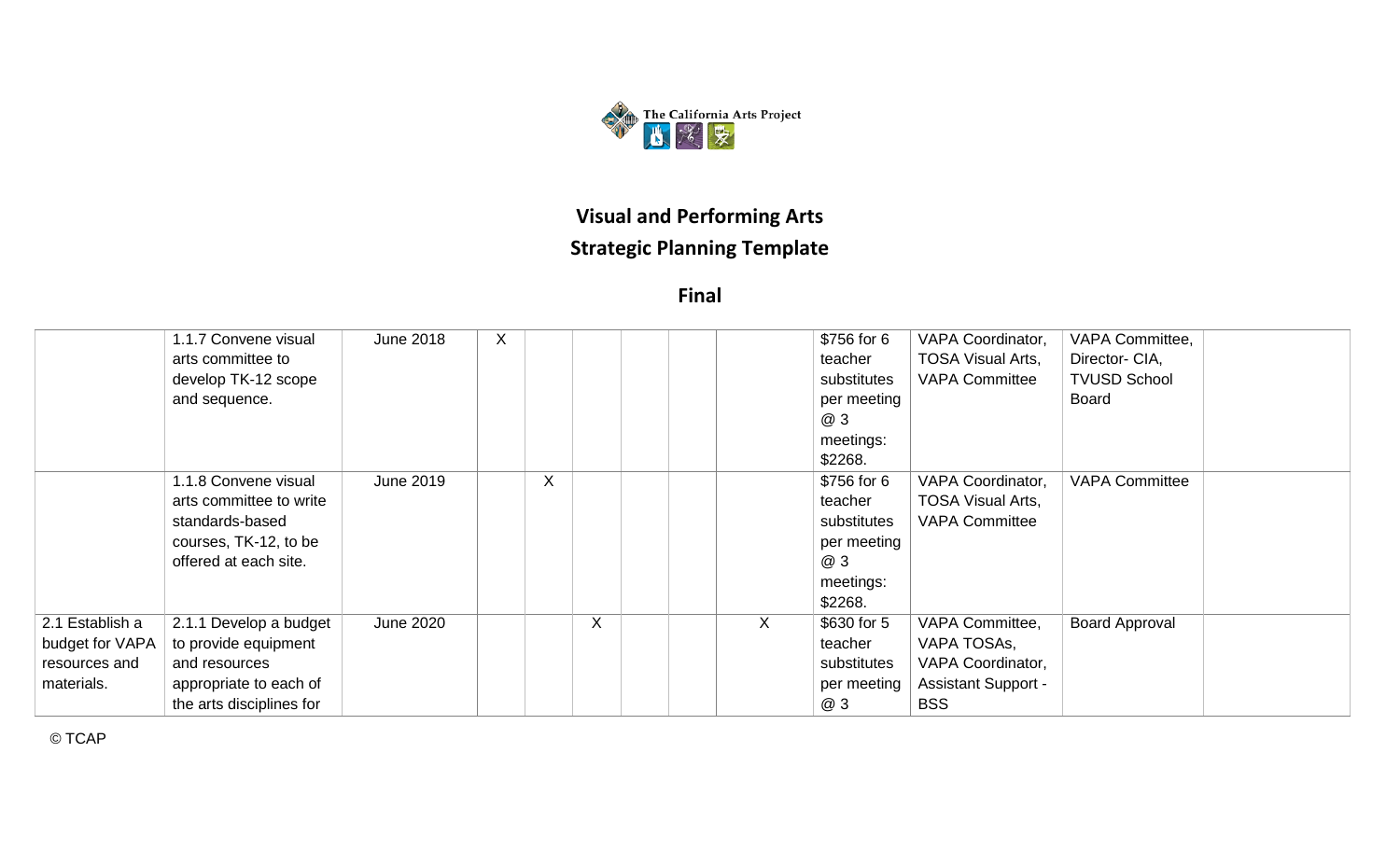The California Arts Project

## Visual and Performing Arts

## Strategic Planning Template

### Final

| | | | | | | | | | | | | |
|---|---|---|---|---|---|---|---|---|---|---|---|---|
| | 1.1.7 Convene visual arts committee to develop TK-12 scope and sequence. | June 2018 | X | | | | | | $756 for 6 teacher substitutes per meeting @ 3 meetings: $2268. | VAPA Coordinator, TOSA Visual Arts, VAPA Committee | VAPA Committee, Director- CIA, TVUSD School Board | |
| | 1.1.8 Convene visual arts committee to write standards-based courses, TK-12, to be offered at each site. | June 2019 | | X | | | | | $756 for 6 teacher substitutes per meeting @ 3 meetings: $2268. | VAPA Coordinator, TOSA Visual Arts, VAPA Committee | VAPA Committee | |
| 2.1 Establish a budget for VAPA resources and materials. | 2.1.1 Develop a budget to provide equipment and resources appropriate to each of the arts disciplines for | June 2020 | | | X | | | X | $630 for 5 teacher substitutes per meeting @ 3 | VAPA Committee, VAPA TOSAs, VAPA Coordinator, Assistant Support - BSS | Board Approval | |

© TCAP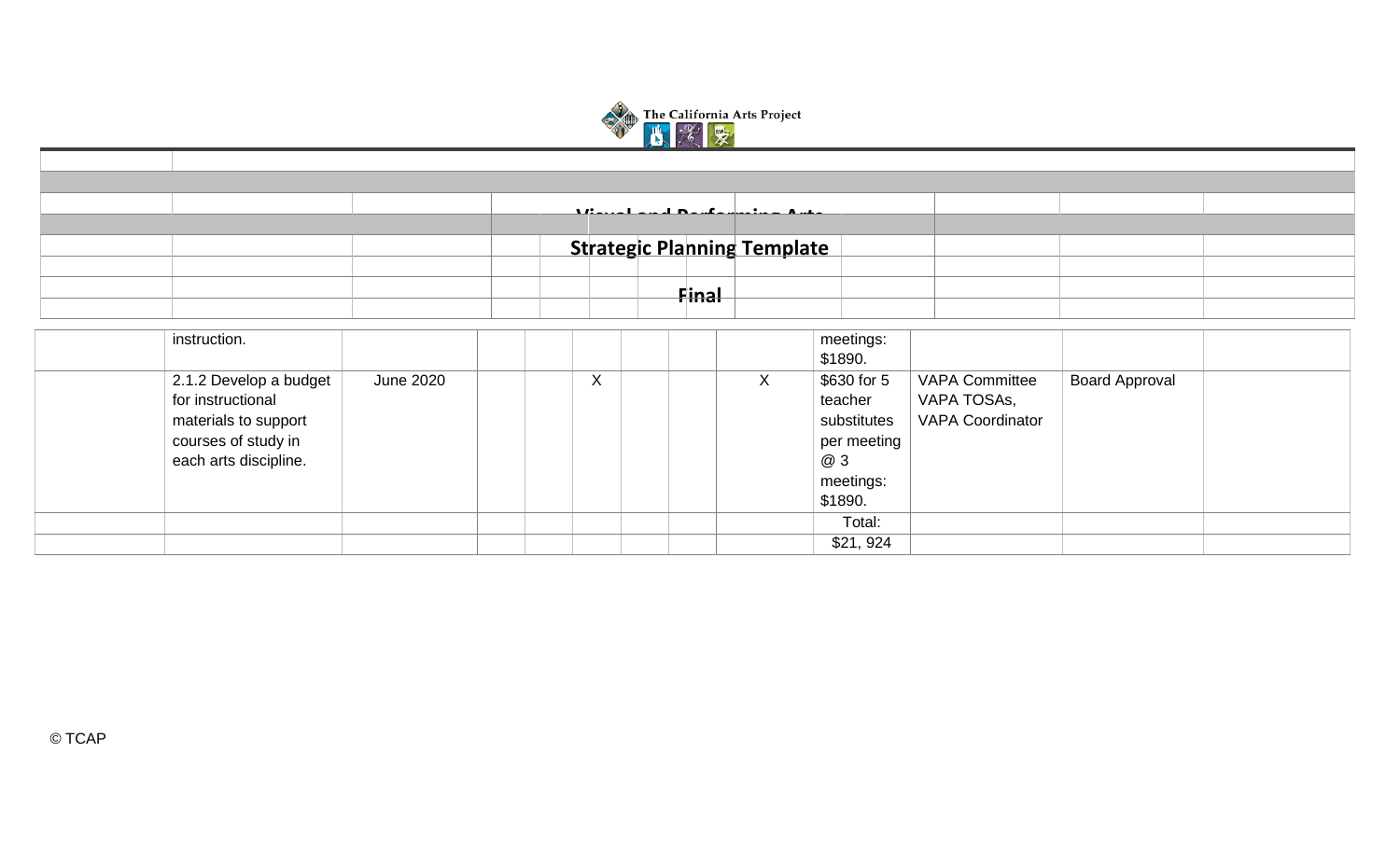| | | | | | | | | | | | | |
|---|---|---|---|---|---|---|---|---|---|---|---|---|
| | instruction. | | | | | | | | meetings: $1890. | | | |
| | 2.1.2 Develop a budget for instructional materials to support courses of study in each arts discipline. | June 2020 | | | X | | | X | $630 for 5 teacher substitutes per meeting @ 3 meetings: $1890. | VAPA Committee VAPA TOSAs, VAPA Coordinator | Board Approval | |
| | | | | | | | | | Total: | | | |
| | | | | | | | | | $21, 924 | | | |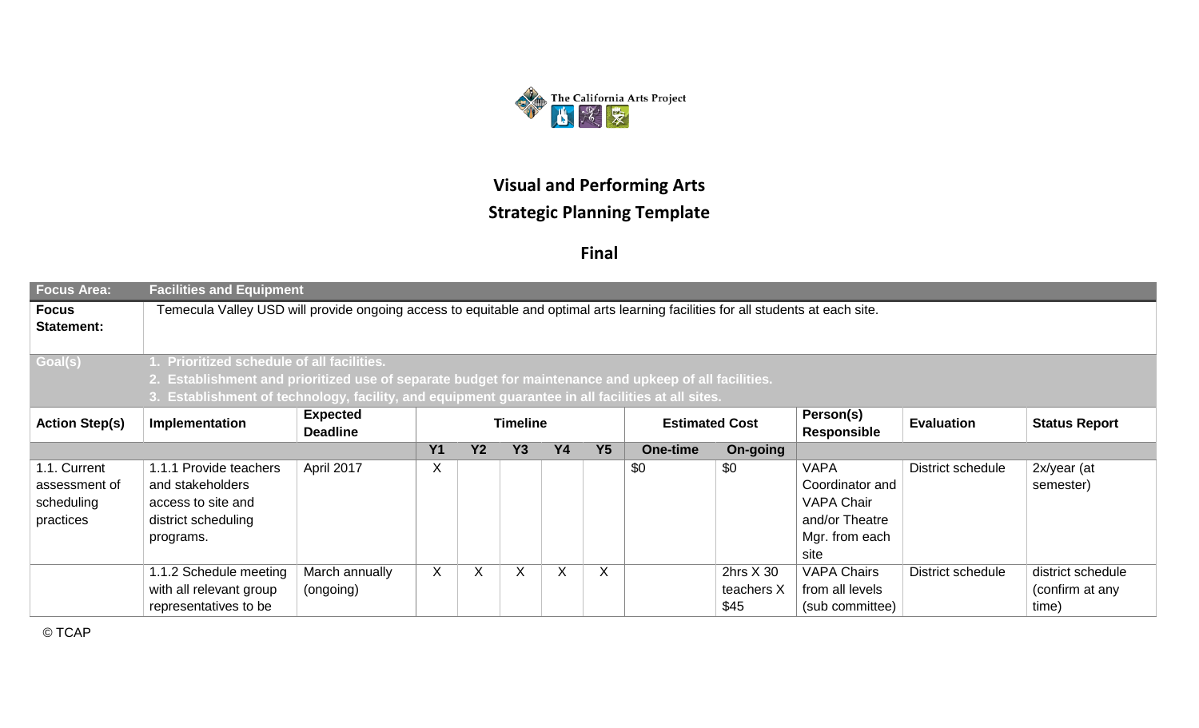The California Arts Project

# Visual and Performing Arts
# Strategic Planning Template

## Final

| Focus Area: | Facilities and Equipment | | | | | | | | | | | |
|---|---|---|---|---|---|---|---|---|---|---|---|---|
| **Focus Statement:** | Temecula Valley USD will provide ongoing access to equitable and optimal arts learning facilities for all students at each site. | | | | | | | | | | | |
| **Goal(s)** | **1. Prioritized schedule of all facilities.**<br>**2. Establishment and prioritized use of separate budget for maintenance and upkeep of all facilities.**<br>**3. Establishment of technology, facility, and equipment guarantee in all facilities at all sites.** | | | | | | | | | | | |
| **Action Step(s)** | **Implementation** | **Expected Deadline** | **Timeline** | | | | | **Estimated Cost** | | **Person(s) Responsible** | **Evaluation** | **Status Report** |
| | | | **Y1** | **Y2** | **Y3** | **Y4** | **Y5** | **One-time** | **On-going** | | | |
| 1.1. Current assessment of scheduling practices | 1.1.1 Provide teachers and stakeholders access to site and district scheduling programs. | April 2017 | X | | | | | $0 | $0 | VAPA Coordinator and VAPA Chair and/or Theatre Mgr. from each site | District schedule | 2x/year (at semester) |
| | 1.1.2 Schedule meeting with all relevant group representatives to be | March annually (ongoing) | X | X | X | X | X | | 2hrs X 30 teachers X $45 | VAPA Chairs from all levels (sub committee) | District schedule | district schedule (confirm at any time) |

© TCAP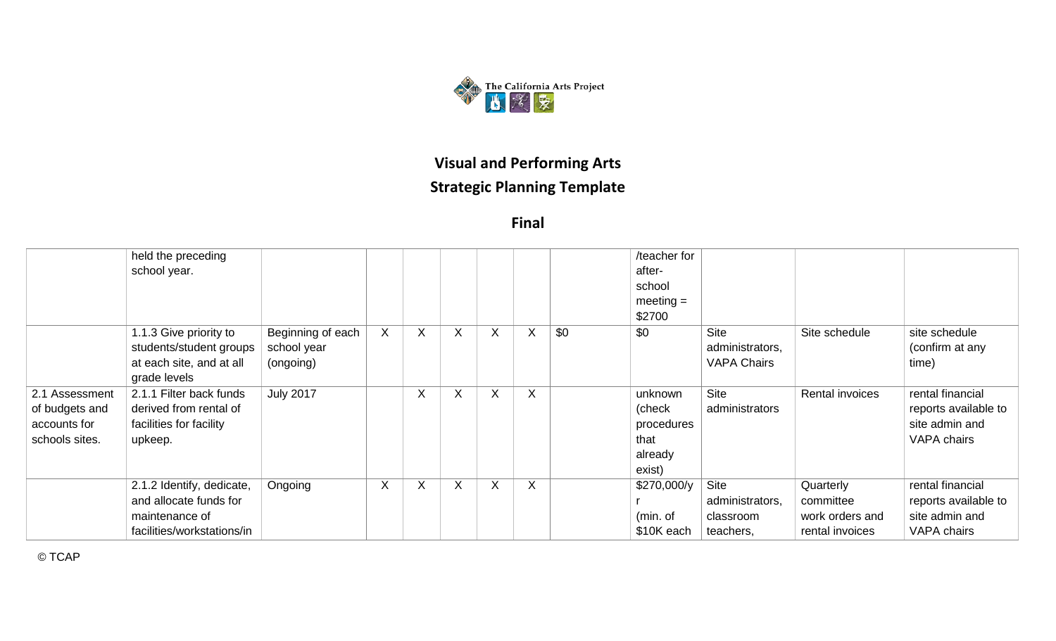## Visual and Performing Arts

## Strategic Planning Template

### Final

| | | | | | | | | | | | | |
|---|---|---|---|---|---|---|---|---|---|---|---|---|
| | held the preceding school year. | | | | | | | | /teacher for after-school meeting = $2700 | | | |
| | 1.1.3 Give priority to students/student groups at each site, and at all grade levels | Beginning of each school year (ongoing) | X | X | X | X | X | $0 | $0 | Site administrators, VAPA Chairs | Site schedule | site schedule (confirm at any time) |
| 2.1 Assessment of budgets and accounts for schools sites. | 2.1.1 Filter back funds derived from rental of facilities for facility upkeep. | July 2017 | | X | X | X | X | | unknown (check procedures that already exist) | Site administrators | Rental invoices | rental financial reports available to site admin and VAPA chairs |
| | 2.1.2 Identify, dedicate, and allocate funds for maintenance of facilities/workstations/in | Ongoing | X | X | X | X | X | | $270,000/yr (min. of $10K each | Site administrators, classroom teachers, | Quarterly committee work orders and rental invoices | rental financial reports available to site admin and VAPA chairs |

© TCAP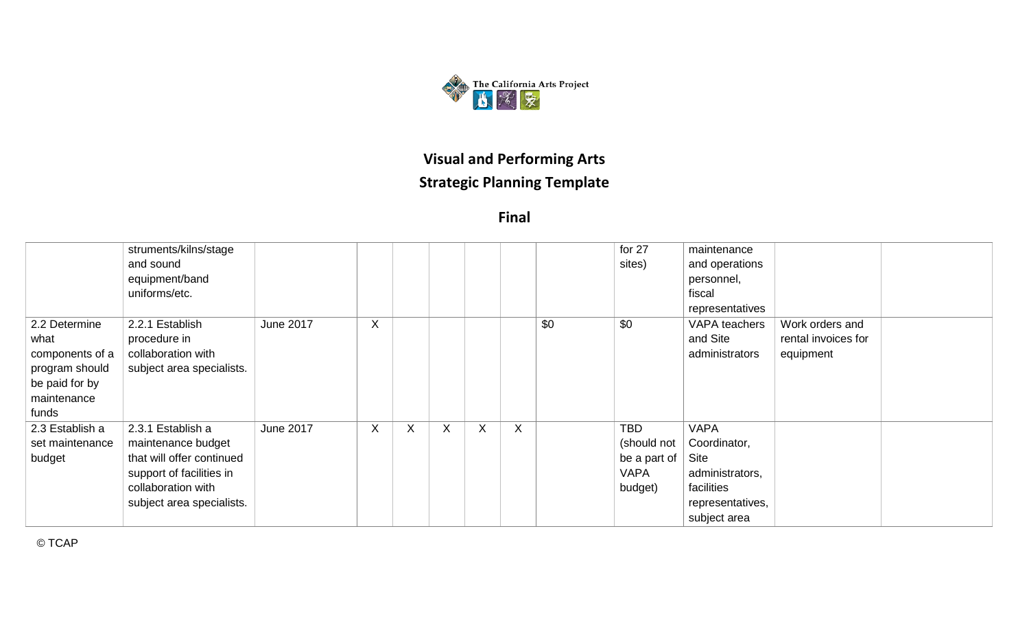## Visual and Performing Arts

## Strategic Planning Template

## Final

| | | | | | | | | | | | | |
|---|---|---|---|---|---|---|---|---|---|---|---|---|
| | struments/kilns/stage and sound equipment/band uniforms/etc. | | | | | | | | for 27 sites) | maintenance and operations personnel, fiscal representatives | | |
| 2.2 Determine what components of a program should be paid for by maintenance funds | 2.2.1 Establish procedure in collaboration with subject area specialists. | June 2017 | X | | | | | $0 | $0 | VAPA teachers and Site administrators | Work orders and rental invoices for equipment | |
| 2.3 Establish a set maintenance budget | 2.3.1 Establish a maintenance budget that will offer continued support of facilities in collaboration with subject area specialists. | June 2017 | X | X | X | X | X | | TBD (should not be a part of VAPA budget) | VAPA Coordinator, Site administrators, facilities representatives, subject area | | |

© TCAP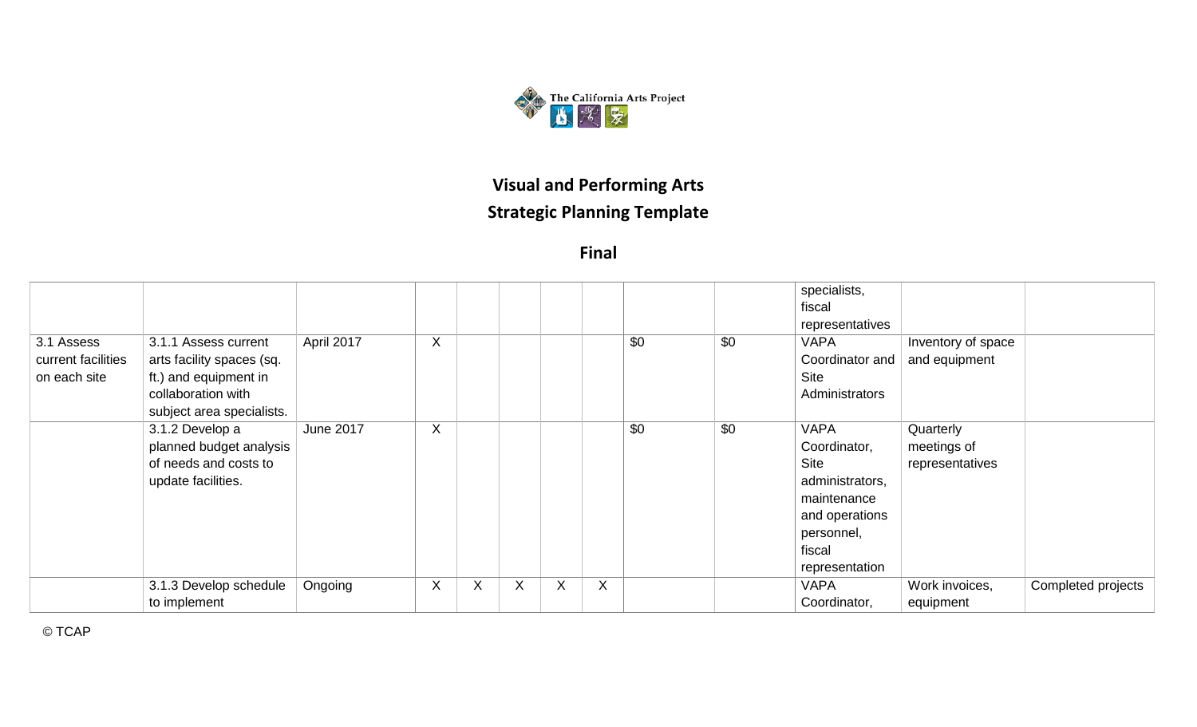## Visual and Performing Arts

## Strategic Planning Template

### Final

| | | | | | | | | | | | | |
|---|---|---|---|---|---|---|---|---|---|---|---|---|
| | | | | | | | | | | specialists, fiscal representatives | | |
| 3.1 Assess current facilities on each site | 3.1.1 Assess current arts facility spaces (sq. ft.) and equipment in collaboration with subject area specialists. | April 2017 | X | | | | | $0 | $0 | VAPA Coordinator and Site Administrators | Inventory of space and equipment | |
| | 3.1.2 Develop a planned budget analysis of needs and costs to update facilities. | June 2017 | X | | | | | $0 | $0 | VAPA Coordinator, Site administrators, maintenance and operations personnel, fiscal representation | Quarterly meetings of representatives | |
| | 3.1.3 Develop schedule to implement | Ongoing | X | X | X | X | X | | | VAPA Coordinator, | Work invoices, equipment | Completed projects |

© TCAP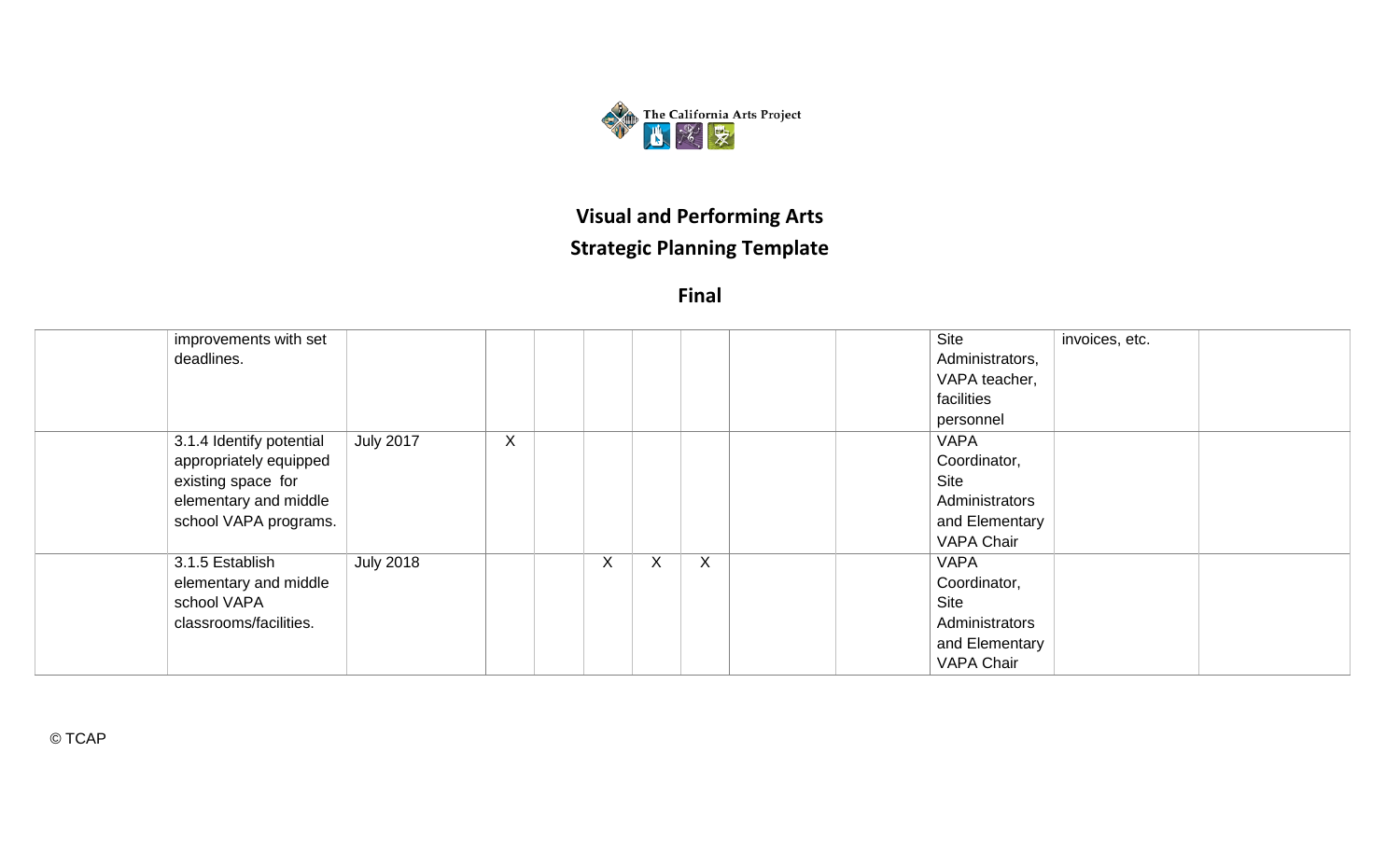# Visual and Performing Arts

## Strategic Planning Template

### Final

| | | | | | | | | | | | | |
|---|---|---|---|---|---|---|---|---|---|---|---|---|
| | improvements with set deadlines. | | | | | | | | | Site Administrators, VAPA teacher, facilities personnel | invoices, etc. | |
| | 3.1.4 Identify potential appropriately equipped existing space for elementary and middle school VAPA programs. | July 2017 | X | | | | | | | VAPA Coordinator, Site Administrators and Elementary VAPA Chair | | |
| | 3.1.5 Establish elementary and middle school VAPA classrooms/facilities. | July 2018 | | | X | X | X | | | VAPA Coordinator, Site Administrators and Elementary VAPA Chair | | |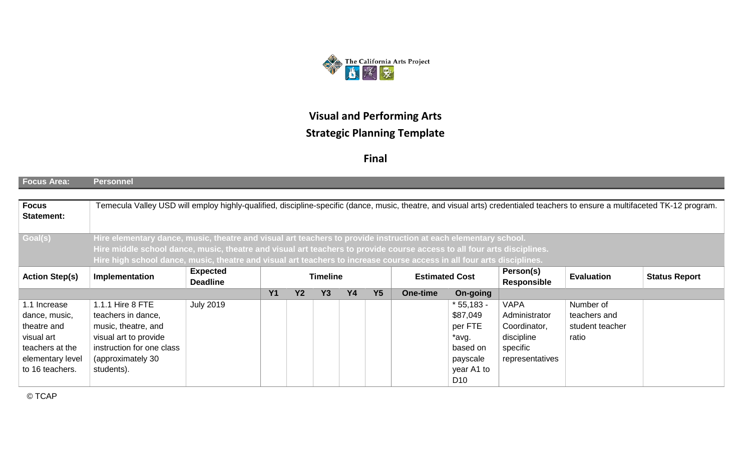The California Arts Project

## Visual and Performing Arts
## Strategic Planning Template

### Final

| Focus Area: | Personnel |
|---|---|

| **Focus Statement:** | Temecula Valley USD will employ highly-qualified, discipline-specific (dance, music, theatre, and visual arts) credentialed teachers to ensure a multifaceted TK-12 program. |
|---|---|
| **Goal(s)** | **Hire elementary dance, music, theatre and visual art teachers to provide instruction at each elementary school.**<br>**Hire middle school dance, music, theatre and visual art teachers to provide course access to all four arts disciplines.**<br>**Hire high school dance, music, theatre and visual art teachers to increase course access in all four arts disciplines.** |

| **Action Step(s)** | **Implementation** | **Expected Deadline** | **Timeline** | | | | | **Estimated Cost** | | **Person(s) Responsible** | **Evaluation** | **Status Report** |
|---|---|---|---|---|---|---|---|---|---|---|---|---|
| | | | **Y1** | **Y2** | **Y3** | **Y4** | **Y5** | **One-time** | **On-going** | | | |
| 1.1 Increase dance, music, theatre and visual art teachers at the elementary level to 16 teachers. | 1.1.1 Hire 8 FTE teachers in dance, music, theatre, and visual art to provide instruction for one class (approximately 30 students). | July 2019 | | | | | | | * 55,183 - $87,049 per FTE *avg. based on payscale year A1 to D10 | VAPA Administrator Coordinator, discipline specific representatives | Number of teachers and student teacher ratio | |

© TCAP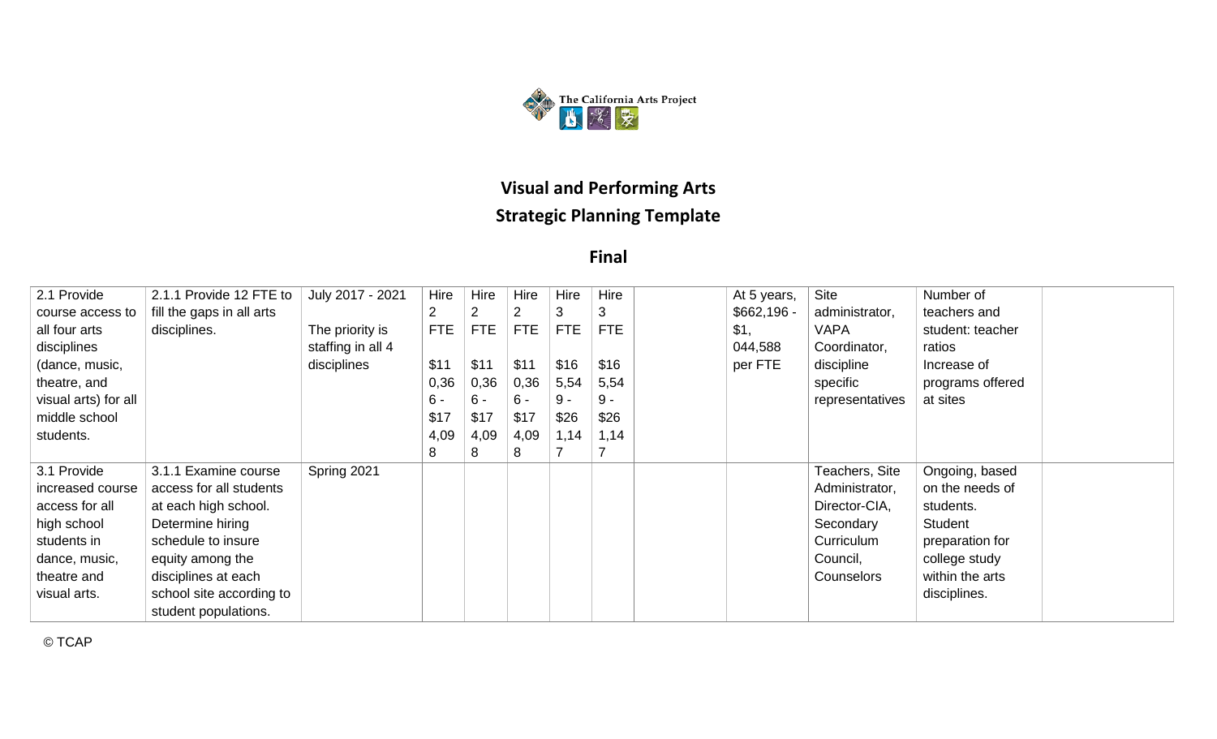The California Arts Project

# Visual and Performing Arts

## Strategic Planning Template

### Final

| | | | | | | | | | | | | |
|---|---|---|---|---|---|---|---|---|---|---|---|---|
| 2.1 Provide course access to all four arts disciplines (dance, music, theatre, and visual arts) for all middle school students. | 2.1.1 Provide 12 FTE to fill the gaps in all arts disciplines. | July 2017 - 2021<br><br>The priority is staffing in all 4 disciplines | Hire 2 FTE<br><br>$110,366 - $174,098 | Hire 2 FTE<br><br>$110,366 - $174,098 | Hire 2 FTE<br><br>$110,366 - $174,098 | Hire 3 FTE<br><br>$165,549 - $261,147 | Hire 3 FTE<br><br>$165,549 - $261,147 | | At 5 years, $662,196 - $1,044,588 per FTE | Site administrator, VAPA Coordinator, discipline specific representatives | Number of teachers and student: teacher ratios Increase of programs offered at sites | |
| 3.1 Provide increased course access for all high school students in dance, music, theatre and visual arts. | 3.1.1 Examine course access for all students at each high school. Determine hiring schedule to insure equity among the disciplines at each school site according to student populations. | Spring 2021 | | | | | | | | Teachers, Site Administrator, Director-CIA, Secondary Curriculum Council, Counselors | Ongoing, based on the needs of students. Student preparation for college study within the arts disciplines. | |

© TCAP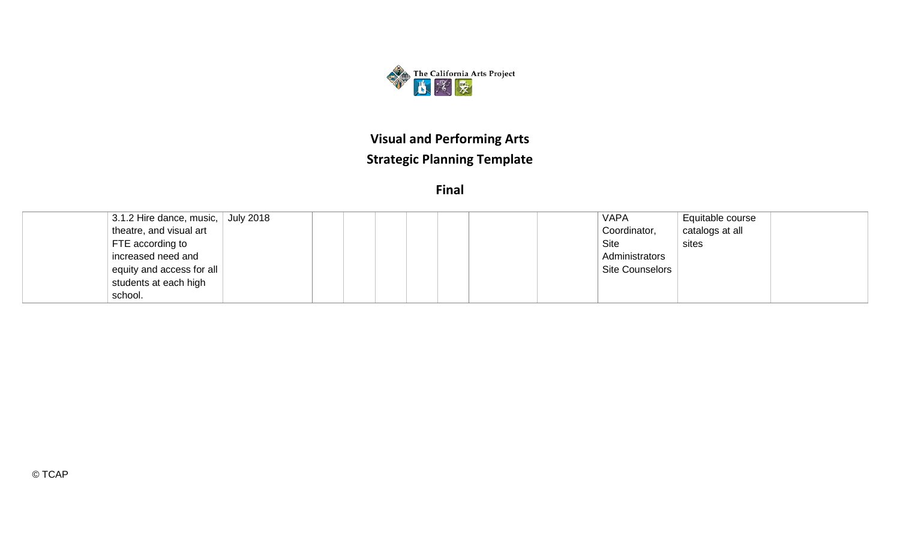| | | | | | | | | | | | | |
|---|---|---|---|---|---|---|---|---|---|---|---|---|
| | 3.1.2 Hire dance, music, theatre, and visual art FTE according to increased need and equity and access for all students at each high school. | July 2018 | | | | | | | | VAPA Coordinator, Site Administrators Site Counselors | Equitable course catalogs at all sites | |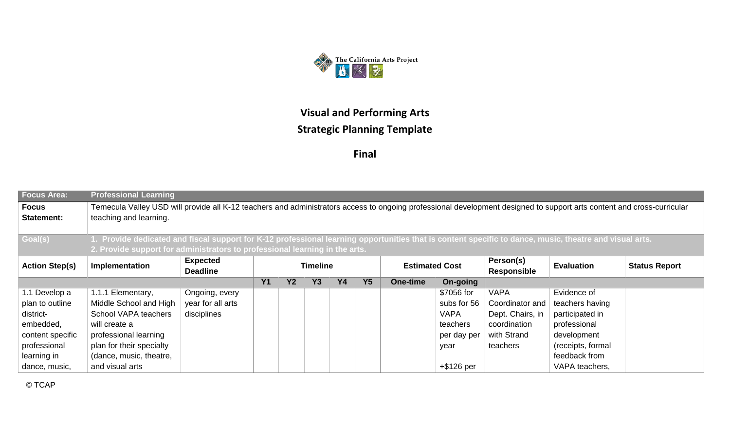The California Arts Project

# Visual and Performing Arts
## Strategic Planning Template

**Final**

| Focus Area: | Professional Learning | | | | | | | | | | | |
|---|---|---|---|---|---|---|---|---|---|---|---|---|
| **Focus Statement:** | Temecula Valley USD will provide all K-12 teachers and administrators access to ongoing professional development designed to support arts content and cross-curricular teaching and learning. | | | | | | | | | | | |
| **Goal(s)** | **1. Provide dedicated and fiscal support for K-12 professional learning opportunities that is content specific to dance, music, theatre and visual arts. 2. Provide support for administrators to professional learning in the arts.** | | | | | | | | | | | |
| **Action Step(s)** | **Implementation** | **Expected Deadline** | **Timeline** | | | | | **Estimated Cost** | | **Person(s) Responsible** | **Evaluation** | **Status Report** |
| | | | **Y1** | **Y2** | **Y3** | **Y4** | **Y5** | **One-time** | **On-going** | | | |
| 1.1 Develop a plan to outline district-embedded, content specific professional learning in dance, music, | 1.1.1 Elementary, Middle School and High School VAPA teachers will create a professional learning plan for their specialty (dance, music, theatre, and visual arts | Ongoing, every year for all arts disciplines | | | | | | | $7056 for subs for 56 VAPA teachers per day per year<br><br>+$126 per | VAPA Coordinator and Dept. Chairs, in coordination with Strand teachers | Evidence of teachers having participated in professional development (receipts, formal feedback from VAPA teachers, | |

© TCAP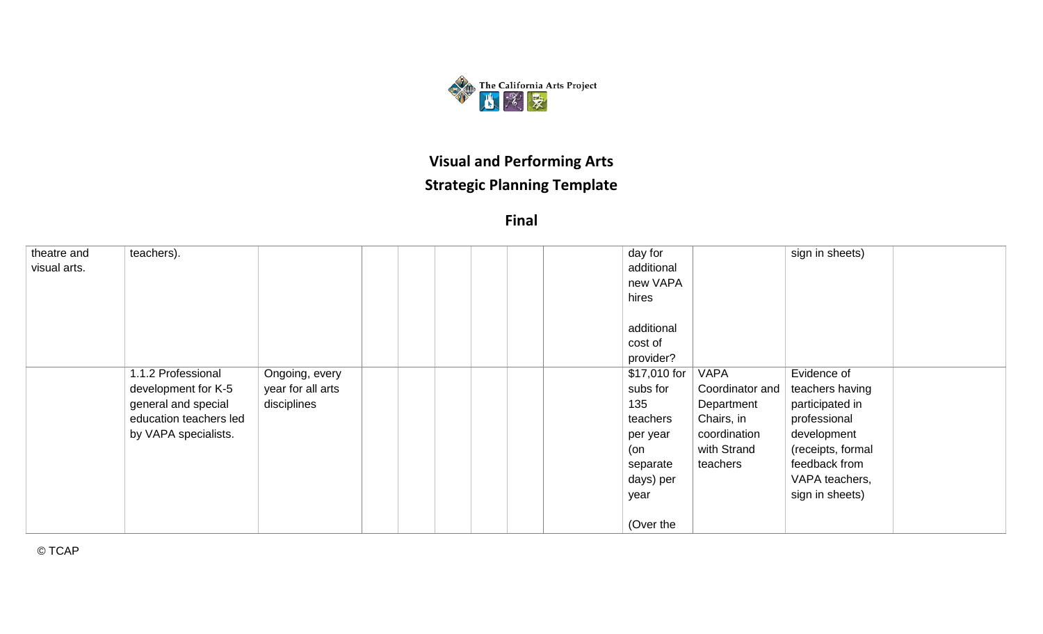## Visual and Performing Arts

## Strategic Planning Template

### Final

| | | | | | | | | | | | |
|---|---|---|---|---|---|---|---|---|---|---|---|
| theatre and visual arts. | teachers). | | | | | | | day for additional new VAPA hires<br><br>additional cost of provider? | | sign in sheets) | |
| | 1.1.2 Professional development for K-5 general and special education teachers led by VAPA specialists. | Ongoing, every year for all arts disciplines | | | | | | $17,010 for subs for 135 teachers per year (on separate days) per year<br><br>(Over the | VAPA Coordinator and Department Chairs, in coordination with Strand teachers | Evidence of teachers having participated in professional development (receipts, formal feedback from VAPA teachers, sign in sheets) | |

© TCAP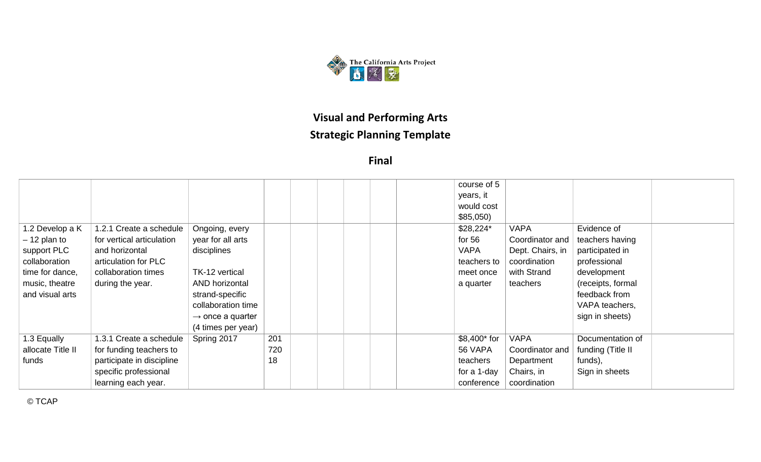**Visual and Performing Arts**

**Strategic Planning Template**

**Final**

| | | | | | | | | | | | |
|---|---|---|---|---|---|---|---|---|---|---|---|
| | | | | | | | | course of 5 years, it would cost $85,050) | | | |
| 1.2 Develop a K – 12 plan to support PLC collaboration time for dance, music, theatre and visual arts | 1.2.1 Create a schedule for vertical articulation and horizontal articulation for PLC collaboration times during the year. | Ongoing, every year for all arts disciplines<br><br>TK-12 vertical AND horizontal strand-specific collaboration time → once a quarter (4 times per year) | | | | | | $28,224* for 56 VAPA teachers to meet once a quarter | VAPA Coordinator and Dept. Chairs, in coordination with Strand teachers | Evidence of teachers having participated in professional development (receipts, formal feedback from VAPA teachers, sign in sheets) | |
| 1.3 Equally allocate Title II funds | 1.3.1 Create a schedule for funding teachers to participate in discipline specific professional learning each year. | Spring 2017 | 201 720 18 | | | | | $8,400* for 56 VAPA teachers for a 1-day conference | VAPA Coordinator and Department Chairs, in coordination | Documentation of funding (Title II funds), Sign in sheets | |

© TCAP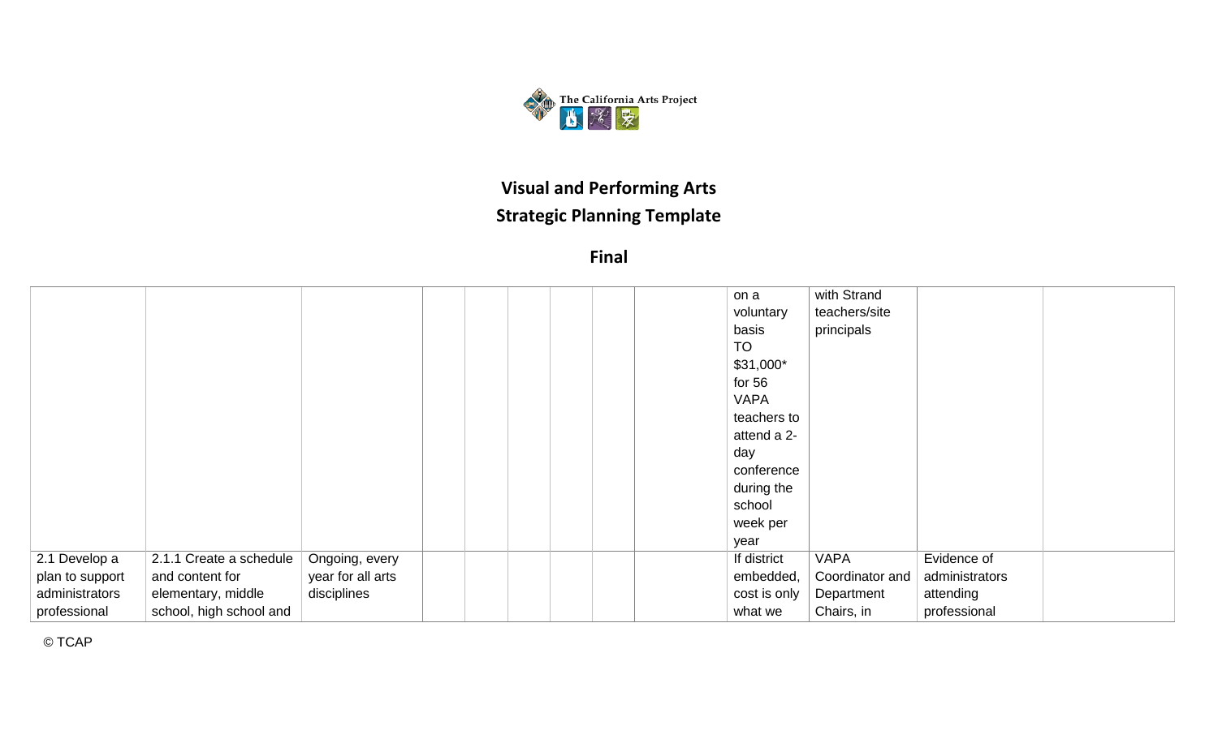# Visual and Performing Arts

# Strategic Planning Template

## Final

| | | | | | | | | | | | |
|---|---|---|---|---|---|---|---|---|---|---|---|
| | | | | | | | | on a voluntary basis TO $31,000* for 56 VAPA teachers to attend a 2-day conference during the school week per year | with Strand teachers/site principals | | |
| 2.1 Develop a plan to support administrators professional | 2.1.1 Create a schedule and content for elementary, middle school, high school and | Ongoing, every year for all arts disciplines | | | | | | If district embedded, cost is only what we | VAPA Coordinator and Department Chairs, in | Evidence of administrators attending professional | |

© TCAP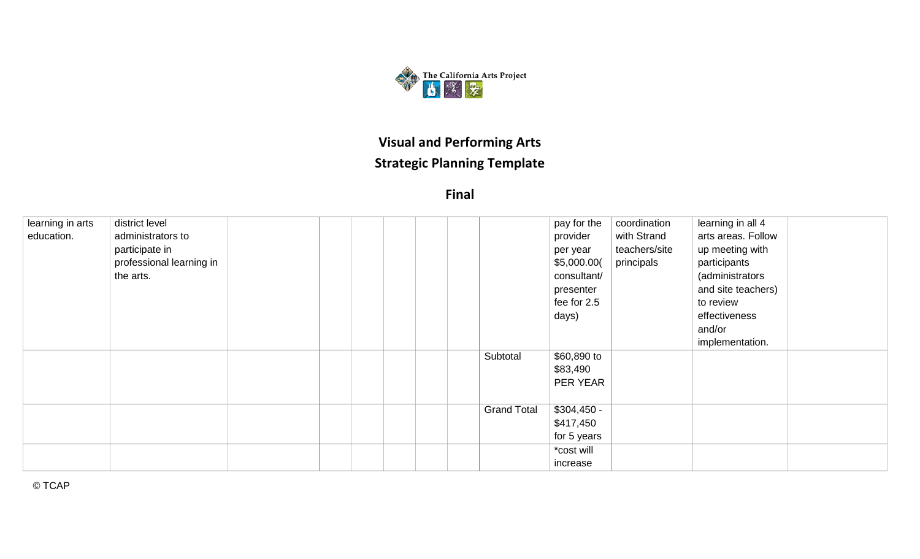| | | | | | | | | | | | | |
|---|---|---|---|---|---|---|---|---|---|---|---|---|
| learning in arts education. | district level administrators to participate in professional learning in the arts. | | | | | | | | pay for the provider per year $5,000.00( consultant/ presenter fee for 2.5 days) | coordination with Strand teachers/site principals | learning in all 4 arts areas. Follow up meeting with participants (administrators and site teachers) to review effectiveness and/or implementation. | |
| | | | | | | | | Subtotal | $60,890 to $83,490 PER YEAR | | | |
| | | | | | | | | Grand Total | $304,450 - $417,450 for 5 years | | | |
| | | | | | | | | | *cost will increase | | | |

© TCAP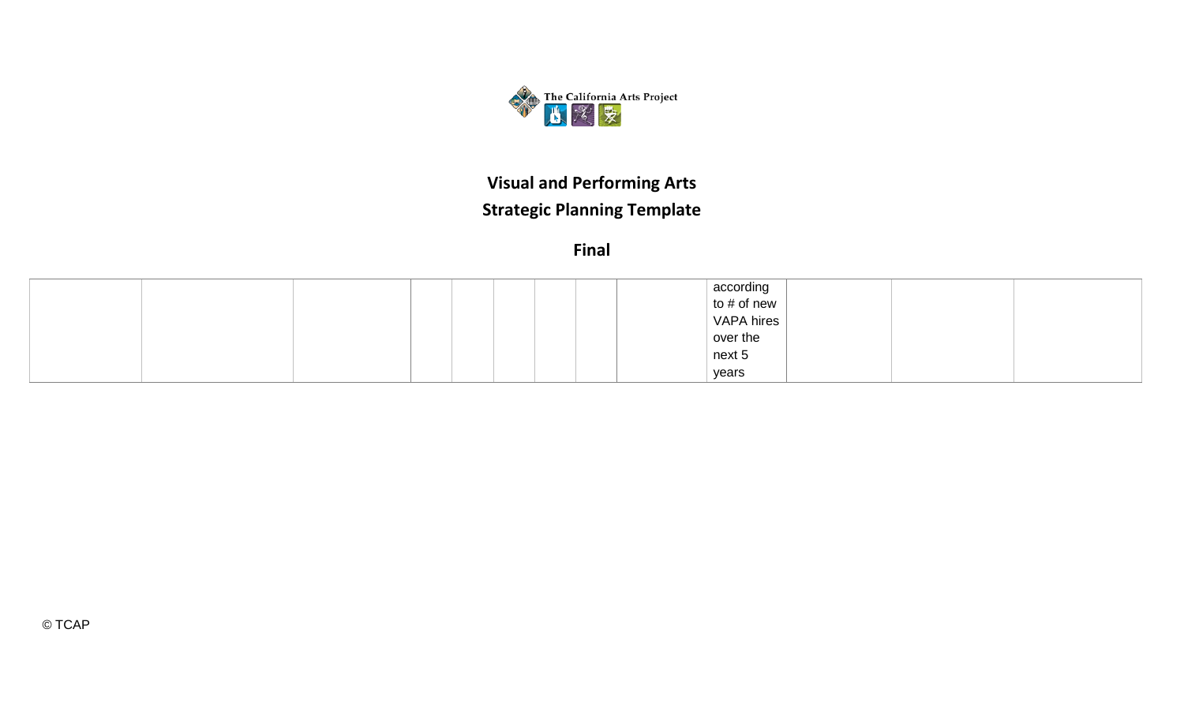| | | | | | | | | | | | | |
|---|---|---|---|---|---|---|---|---|---|---|---|---|
| | | | | | | | | | according to # of new VAPA hires over the next 5 years | | | |